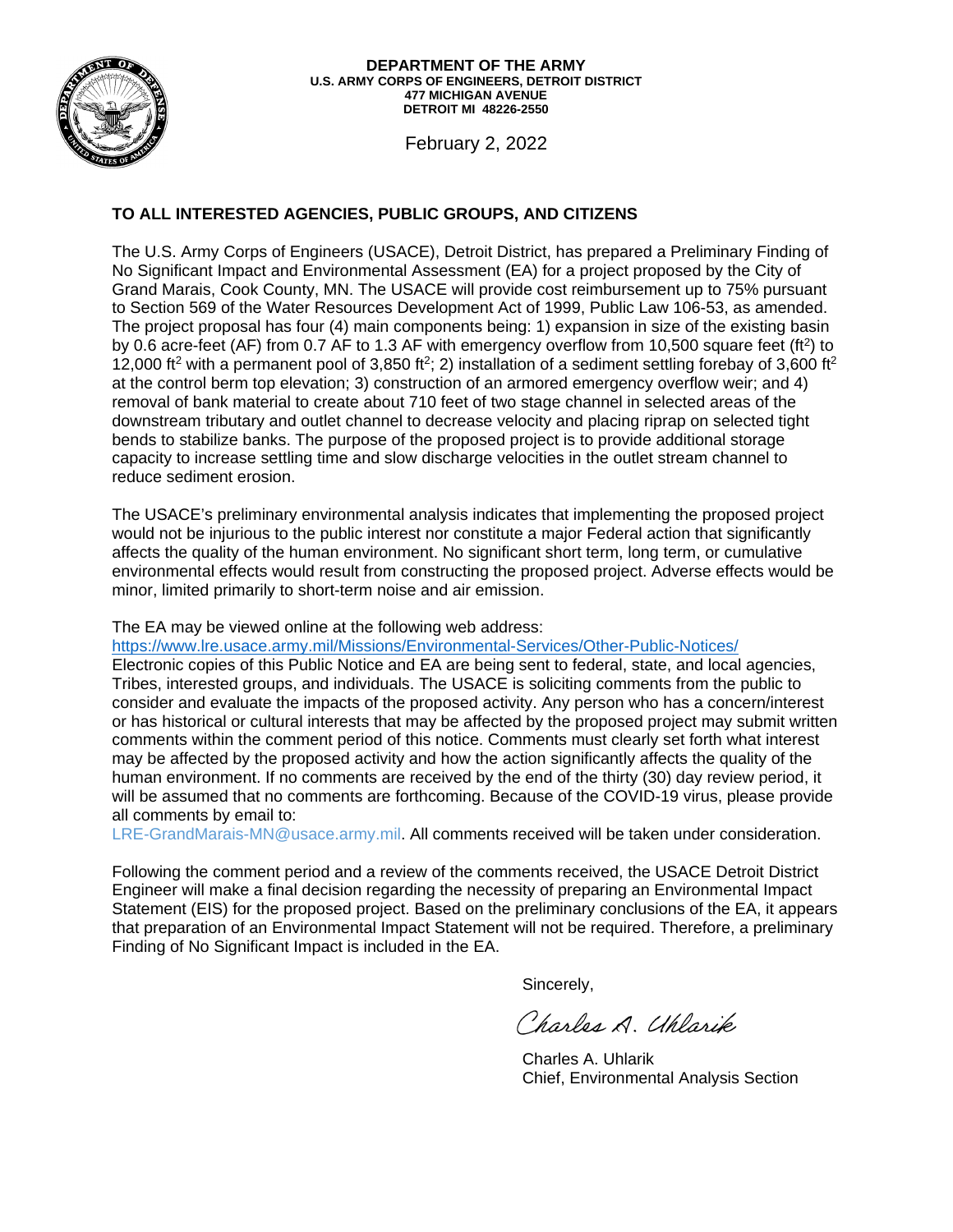**DEPARTMENT OF THE ARMY**
**U.S. ARMY CORPS OF ENGINEERS, DETROIT DISTRICT**
**477 MICHIGAN AVENUE**
**DETROIT MI 48226-2550**

February 2, 2022

**TO ALL INTERESTED AGENCIES, PUBLIC GROUPS, AND CITIZENS**

The U.S. Army Corps of Engineers (USACE), Detroit District, has prepared a Preliminary Finding of No Significant Impact and Environmental Assessment (EA) for a project proposed by the City of Grand Marais, Cook County, MN. The USACE will provide cost reimbursement up to 75% pursuant to Section 569 of the Water Resources Development Act of 1999, Public Law 106-53, as amended. The project proposal has four (4) main components being: 1) expansion in size of the existing basin by 0.6 acre-feet (AF) from 0.7 AF to 1.3 AF with emergency overflow from 10,500 square feet ($ft^2$) to 12,000 $ft^2$ with a permanent pool of 3,850 $ft^2$; 2) installation of a sediment settling forebay of 3,600 $ft^2$ at the control berm top elevation; 3) construction of an armored emergency overflow weir; and 4) removal of bank material to create about 710 feet of two stage channel in selected areas of the downstream tributary and outlet channel to decrease velocity and placing riprap on selected tight bends to stabilize banks. The purpose of the proposed project is to provide additional storage capacity to increase settling time and slow discharge velocities in the outlet stream channel to reduce sediment erosion.

The USACE's preliminary environmental analysis indicates that implementing the proposed project would not be injurious to the public interest nor constitute a major Federal action that significantly affects the quality of the human environment. No significant short term, long term, or cumulative environmental effects would result from constructing the proposed project. Adverse effects would be minor, limited primarily to short-term noise and air emission.

The EA may be viewed online at the following web address:
https://www.lre.usace.army.mil/Missions/Environmental-Services/Other-Public-Notices/
Electronic copies of this Public Notice and EA are being sent to federal, state, and local agencies, Tribes, interested groups, and individuals. The USACE is soliciting comments from the public to consider and evaluate the impacts of the proposed activity. Any person who has a concern/interest or has historical or cultural interests that may be affected by the proposed project may submit written comments within the comment period of this notice. Comments must clearly set forth what interest may be affected by the proposed activity and how the action significantly affects the quality of the human environment. If no comments are received by the end of the thirty (30) day review period, it will be assumed that no comments are forthcoming. Because of the COVID-19 virus, please provide all comments by email to:
LRE-GrandMarais-MN@usace.army.mil. All comments received will be taken under consideration.

Following the comment period and a review of the comments received, the USACE Detroit District Engineer will make a final decision regarding the necessity of preparing an Environmental Impact Statement (EIS) for the proposed project. Based on the preliminary conclusions of the EA, it appears that preparation of an Environmental Impact Statement will not be required. Therefore, a preliminary Finding of No Significant Impact is included in the EA.

Sincerely,

Charles A. Uhlarik

Charles A. Uhlarik
Chief, Environmental Analysis Section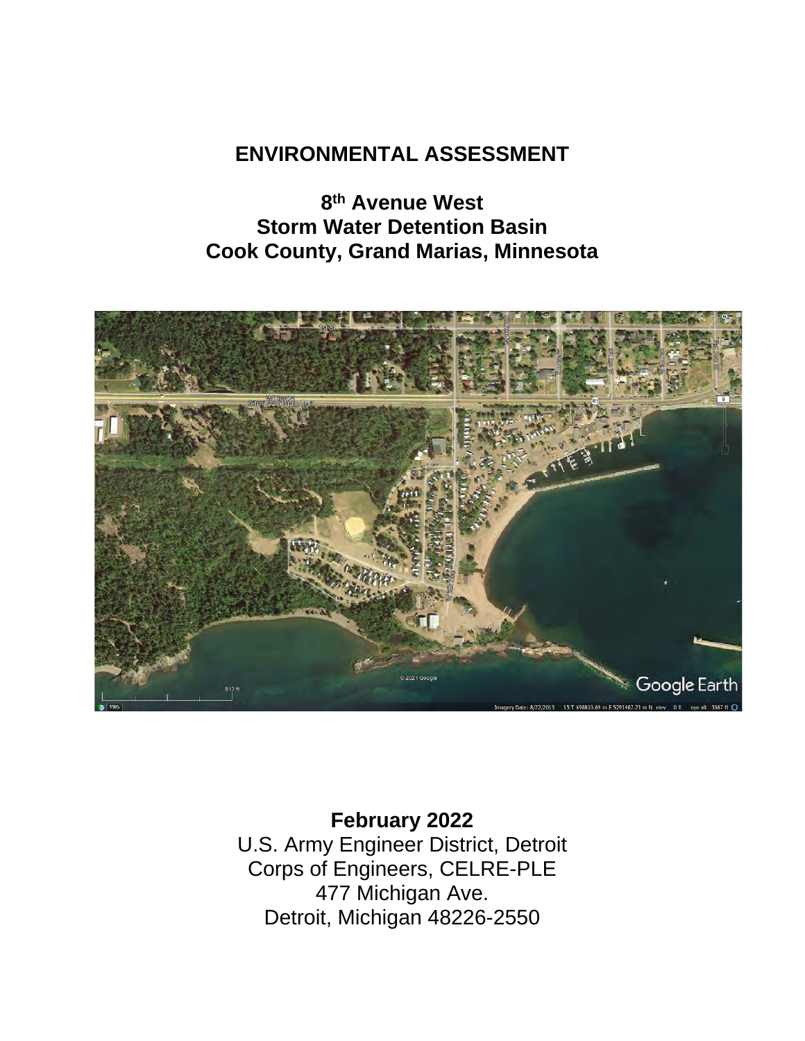# ENVIRONMENTAL ASSESSMENT

## 8th Avenue West
## Storm Water Detention Basin
## Cook County, Grand Marias, Minnesota

**February 2022**

U.S. Army Engineer District, Detroit
Corps of Engineers, CELRE-PLE
477 Michigan Ave.
Detroit, Michigan 48226-2550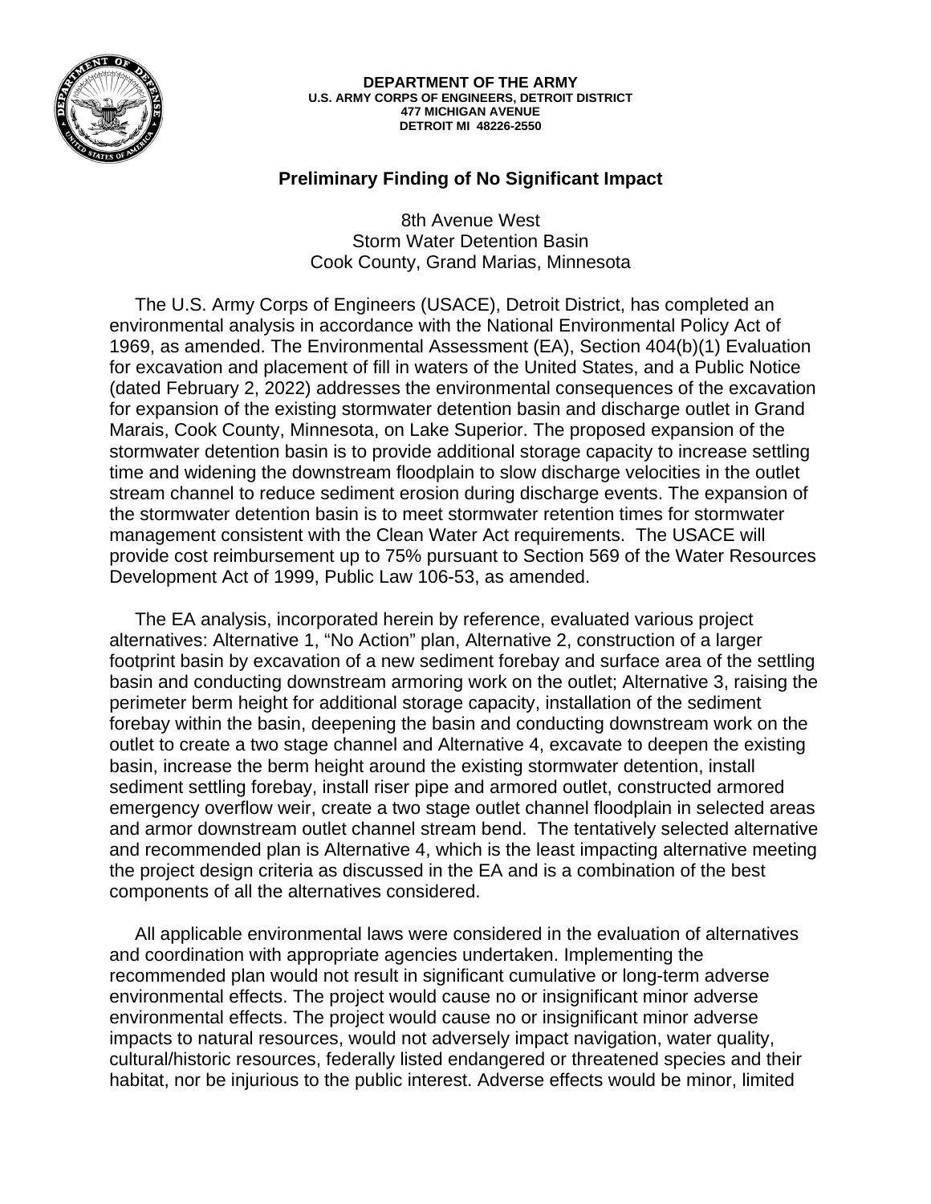**DEPARTMENT OF THE ARMY**
**U.S. ARMY CORPS OF ENGINEERS, DETROIT DISTRICT**
**477 MICHIGAN AVENUE**
**DETROIT MI 48226-2550**

# Preliminary Finding of No Significant Impact

8th Avenue West
Storm Water Detention Basin
Cook County, Grand Marias, Minnesota

The U.S. Army Corps of Engineers (USACE), Detroit District, has completed an environmental analysis in accordance with the National Environmental Policy Act of 1969, as amended. The Environmental Assessment (EA), Section 404(b)(1) Evaluation for excavation and placement of fill in waters of the United States, and a Public Notice (dated February 2, 2022) addresses the environmental consequences of the excavation for expansion of the existing stormwater detention basin and discharge outlet in Grand Marais, Cook County, Minnesota, on Lake Superior. The proposed expansion of the stormwater detention basin is to provide additional storage capacity to increase settling time and widening the downstream floodplain to slow discharge velocities in the outlet stream channel to reduce sediment erosion during discharge events. The expansion of the stormwater detention basin is to meet stormwater retention times for stormwater management consistent with the Clean Water Act requirements. The USACE will provide cost reimbursement up to 75% pursuant to Section 569 of the Water Resources Development Act of 1999, Public Law 106-53, as amended.

The EA analysis, incorporated herein by reference, evaluated various project alternatives: Alternative 1, "No Action" plan, Alternative 2, construction of a larger footprint basin by excavation of a new sediment forebay and surface area of the settling basin and conducting downstream armoring work on the outlet; Alternative 3, raising the perimeter berm height for additional storage capacity, installation of the sediment forebay within the basin, deepening the basin and conducting downstream work on the outlet to create a two stage channel and Alternative 4, excavate to deepen the existing basin, increase the berm height around the existing stormwater detention, install sediment settling forebay, install riser pipe and armored outlet, constructed armored emergency overflow weir, create a two stage outlet channel floodplain in selected areas and armor downstream outlet channel stream bend. The tentatively selected alternative and recommended plan is Alternative 4, which is the least impacting alternative meeting the project design criteria as discussed in the EA and is a combination of the best components of all the alternatives considered.

All applicable environmental laws were considered in the evaluation of alternatives and coordination with appropriate agencies undertaken. Implementing the recommended plan would not result in significant cumulative or long-term adverse environmental effects. The project would cause no or insignificant minor adverse environmental effects. The project would cause no or insignificant minor adverse impacts to natural resources, would not adversely impact navigation, water quality, cultural/historic resources, federally listed endangered or threatened species and their habitat, nor be injurious to the public interest. Adverse effects would be minor, limited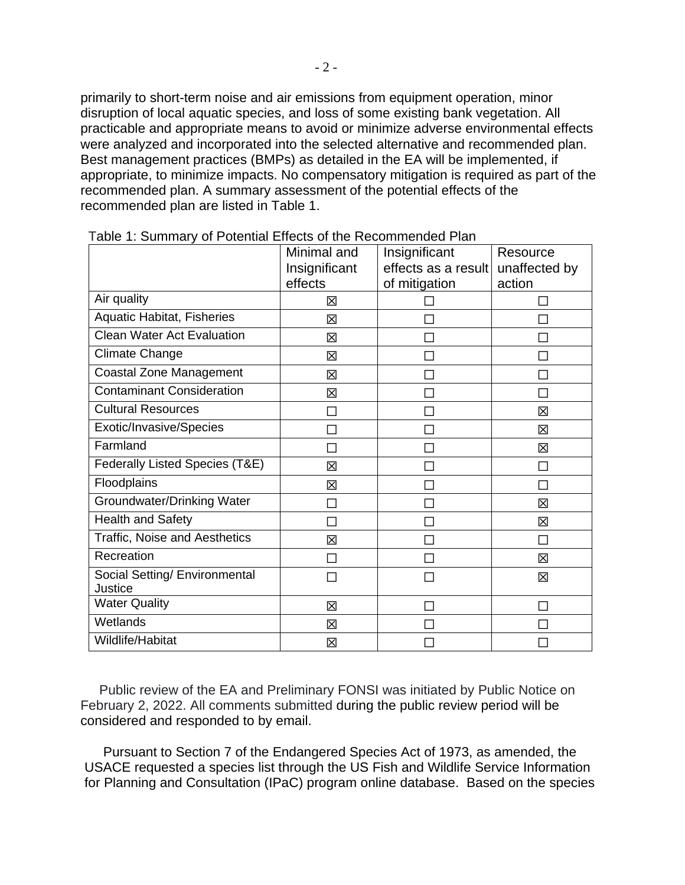primarily to short-term noise and air emissions from equipment operation, minor disruption of local aquatic species, and loss of some existing bank vegetation. All practicable and appropriate means to avoid or minimize adverse environmental effects were analyzed and incorporated into the selected alternative and recommended plan. Best management practices (BMPs) as detailed in the EA will be implemented, if appropriate, to minimize impacts. No compensatory mitigation is required as part of the recommended plan. A summary assessment of the potential effects of the recommended plan are listed in Table 1.

Table 1: Summary of Potential Effects of the Recommended Plan

| | Minimal and Insignificant effects | Insignificant effects as a result of mitigation | Resource unaffected by action |
|---|---|---|---|
| Air quality | ☒ | ☐ | ☐ |
| Aquatic Habitat, Fisheries | ☒ | ☐ | ☐ |
| Clean Water Act Evaluation | ☒ | ☐ | ☐ |
| Climate Change | ☒ | ☐ | ☐ |
| Coastal Zone Management | ☒ | ☐ | ☐ |
| Contaminant Consideration | ☒ | ☐ | ☐ |
| Cultural Resources | ☐ | ☐ | ☒ |
| Exotic/Invasive/Species | ☐ | ☐ | ☒ |
| Farmland | ☐ | ☐ | ☒ |
| Federally Listed Species (T&E) | ☒ | ☐ | ☐ |
| Floodplains | ☒ | ☐ | ☐ |
| Groundwater/Drinking Water | ☐ | ☐ | ☒ |
| Health and Safety | ☐ | ☐ | ☒ |
| Traffic, Noise and Aesthetics | ☒ | ☐ | ☐ |
| Recreation | ☐ | ☐ | ☒ |
| Social Setting/ Environmental Justice | ☐ | ☐ | ☒ |
| Water Quality | ☒ | ☐ | ☐ |
| Wetlands | ☒ | ☐ | ☐ |
| Wildlife/Habitat | ☒ | ☐ | ☐ |

Public review of the EA and Preliminary FONSI was initiated by Public Notice on February 2, 2022. All comments submitted during the public review period will be considered and responded to by email.

Pursuant to Section 7 of the Endangered Species Act of 1973, as amended, the USACE requested a species list through the US Fish and Wildlife Service Information for Planning and Consultation (IPaC) program online database. Based on the species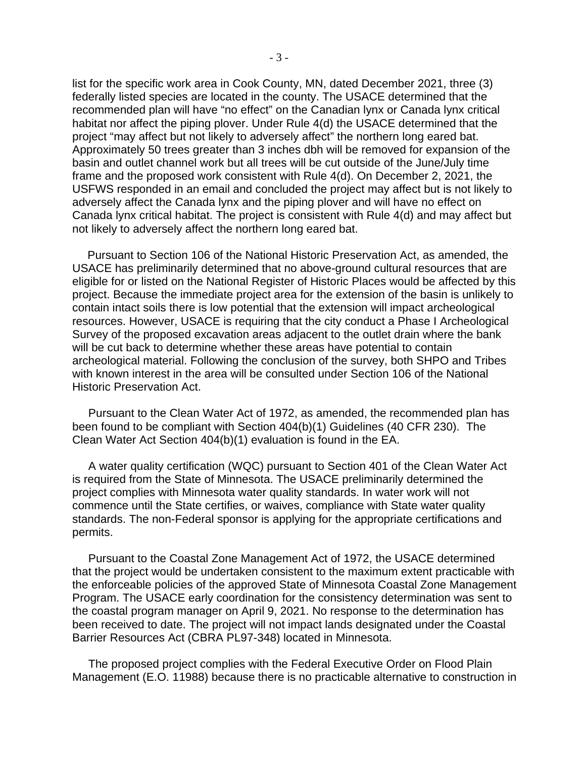list for the specific work area in Cook County, MN, dated December 2021, three (3) federally listed species are located in the county. The USACE determined that the recommended plan will have "no effect" on the Canadian lynx or Canada lynx critical habitat nor affect the piping plover. Under Rule 4(d) the USACE determined that the project "may affect but not likely to adversely affect" the northern long eared bat. Approximately 50 trees greater than 3 inches dbh will be removed for expansion of the basin and outlet channel work but all trees will be cut outside of the June/July time frame and the proposed work consistent with Rule 4(d). On December 2, 2021, the USFWS responded in an email and concluded the project may affect but is not likely to adversely affect the Canada lynx and the piping plover and will have no effect on Canada lynx critical habitat. The project is consistent with Rule 4(d) and may affect but not likely to adversely affect the northern long eared bat.

Pursuant to Section 106 of the National Historic Preservation Act, as amended, the USACE has preliminarily determined that no above-ground cultural resources that are eligible for or listed on the National Register of Historic Places would be affected by this project. Because the immediate project area for the extension of the basin is unlikely to contain intact soils there is low potential that the extension will impact archeological resources. However, USACE is requiring that the city conduct a Phase I Archeological Survey of the proposed excavation areas adjacent to the outlet drain where the bank will be cut back to determine whether these areas have potential to contain archeological material. Following the conclusion of the survey, both SHPO and Tribes with known interest in the area will be consulted under Section 106 of the National Historic Preservation Act.

Pursuant to the Clean Water Act of 1972, as amended, the recommended plan has been found to be compliant with Section 404(b)(1) Guidelines (40 CFR 230). The Clean Water Act Section 404(b)(1) evaluation is found in the EA.

A water quality certification (WQC) pursuant to Section 401 of the Clean Water Act is required from the State of Minnesota. The USACE preliminarily determined the project complies with Minnesota water quality standards. In water work will not commence until the State certifies, or waives, compliance with State water quality standards. The non-Federal sponsor is applying for the appropriate certifications and permits.

Pursuant to the Coastal Zone Management Act of 1972, the USACE determined that the project would be undertaken consistent to the maximum extent practicable with the enforceable policies of the approved State of Minnesota Coastal Zone Management Program. The USACE early coordination for the consistency determination was sent to the coastal program manager on April 9, 2021. No response to the determination has been received to date. The project will not impact lands designated under the Coastal Barrier Resources Act (CBRA PL97-348) located in Minnesota.

The proposed project complies with the Federal Executive Order on Flood Plain Management (E.O. 11988) because there is no practicable alternative to construction in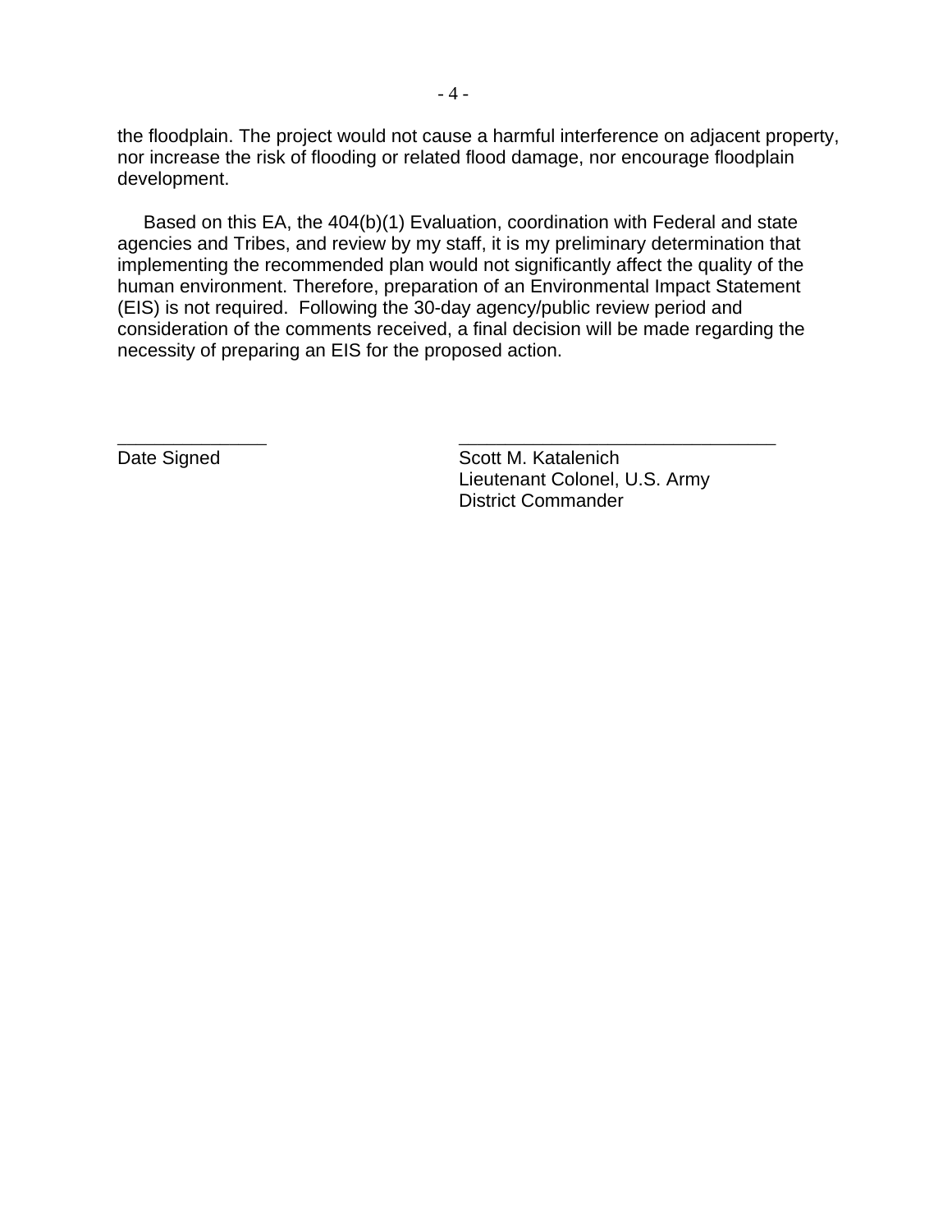the floodplain. The project would not cause a harmful interference on adjacent property, nor increase the risk of flooding or related flood damage, nor encourage floodplain development.

Based on this EA, the 404(b)(1) Evaluation, coordination with Federal and state agencies and Tribes, and review by my staff, it is my preliminary determination that implementing the recommended plan would not significantly affect the quality of the human environment. Therefore, preparation of an Environmental Impact Statement (EIS) is not required. Following the 30-day agency/public review period and consideration of the comments received, a final decision will be made regarding the necessity of preparing an EIS for the proposed action.

| | |
|---|---|
| _______________ | ________________________________ |
| Date Signed | Scott M. Katalenich<br>Lieutenant Colonel, U.S. Army<br>District Commander |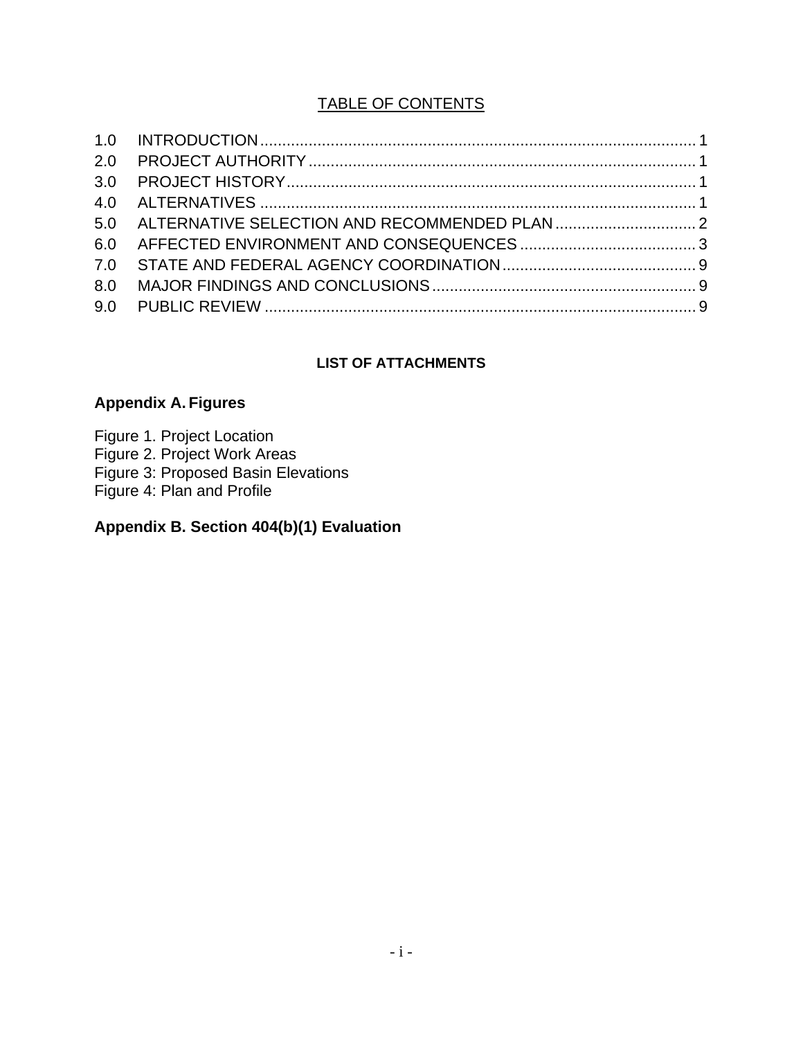# TABLE OF CONTENTS

| | | |
|---|---|---|
| 1.0 | INTRODUCTION | 1 |
| 2.0 | PROJECT AUTHORITY | 1 |
| 3.0 | PROJECT HISTORY | 1 |
| 4.0 | ALTERNATIVES | 1 |
| 5.0 | ALTERNATIVE SELECTION AND RECOMMENDED PLAN | 2 |
| 6.0 | AFFECTED ENVIRONMENT AND CONSEQUENCES | 3 |
| 7.0 | STATE AND FEDERAL AGENCY COORDINATION | 9 |
| 8.0 | MAJOR FINDINGS AND CONCLUSIONS | 9 |
| 9.0 | PUBLIC REVIEW | 9 |

## LIST OF ATTACHMENTS

**Appendix A. Figures**

Figure 1. Project Location
Figure 2. Project Work Areas
Figure 3: Proposed Basin Elevations
Figure 4: Plan and Profile

**Appendix B. Section 404(b)(1) Evaluation**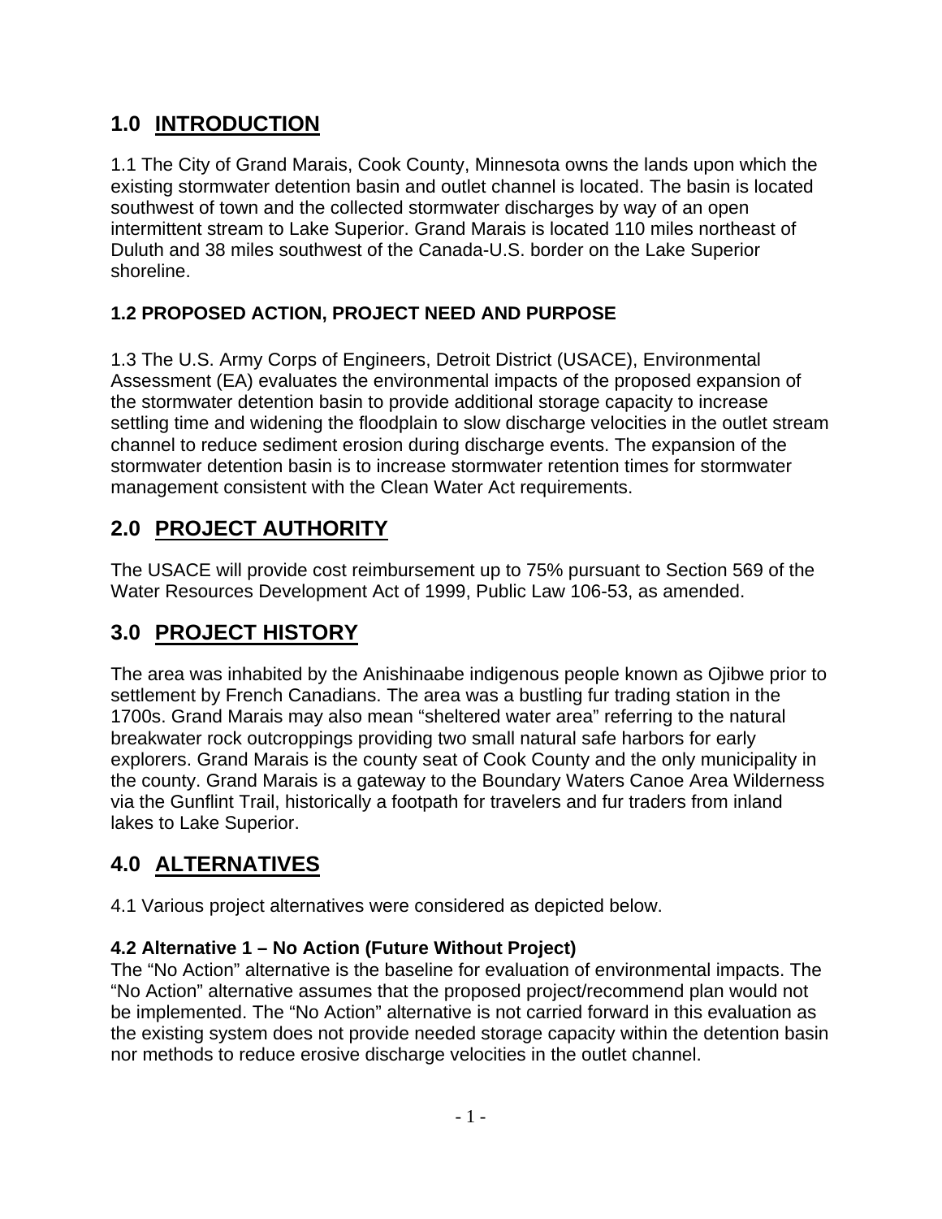# 1.0 INTRODUCTION

1.1 The City of Grand Marais, Cook County, Minnesota owns the lands upon which the existing stormwater detention basin and outlet channel is located. The basin is located southwest of town and the collected stormwater discharges by way of an open intermittent stream to Lake Superior. Grand Marais is located 110 miles northeast of Duluth and 38 miles southwest of the Canada-U.S. border on the Lake Superior shoreline.

### 1.2 PROPOSED ACTION, PROJECT NEED AND PURPOSE

1.3 The U.S. Army Corps of Engineers, Detroit District (USACE), Environmental Assessment (EA) evaluates the environmental impacts of the proposed expansion of the stormwater detention basin to provide additional storage capacity to increase settling time and widening the floodplain to slow discharge velocities in the outlet stream channel to reduce sediment erosion during discharge events. The expansion of the stormwater detention basin is to increase stormwater retention times for stormwater management consistent with the Clean Water Act requirements.

# 2.0 PROJECT AUTHORITY

The USACE will provide cost reimbursement up to 75% pursuant to Section 569 of the Water Resources Development Act of 1999, Public Law 106-53, as amended.

# 3.0 PROJECT HISTORY

The area was inhabited by the Anishinaabe indigenous people known as Ojibwe prior to settlement by French Canadians. The area was a bustling fur trading station in the 1700s. Grand Marais may also mean “sheltered water area” referring to the natural breakwater rock outcroppings providing two small natural safe harbors for early explorers. Grand Marais is the county seat of Cook County and the only municipality in the county. Grand Marais is a gateway to the Boundary Waters Canoe Area Wilderness via the Gunflint Trail, historically a footpath for travelers and fur traders from inland lakes to Lake Superior.

# 4.0 ALTERNATIVES

4.1 Various project alternatives were considered as depicted below.

### 4.2 Alternative 1 – No Action (Future Without Project)

The “No Action” alternative is the baseline for evaluation of environmental impacts. The “No Action” alternative assumes that the proposed project/recommend plan would not be implemented. The “No Action” alternative is not carried forward in this evaluation as the existing system does not provide needed storage capacity within the detention basin nor methods to reduce erosive discharge velocities in the outlet channel.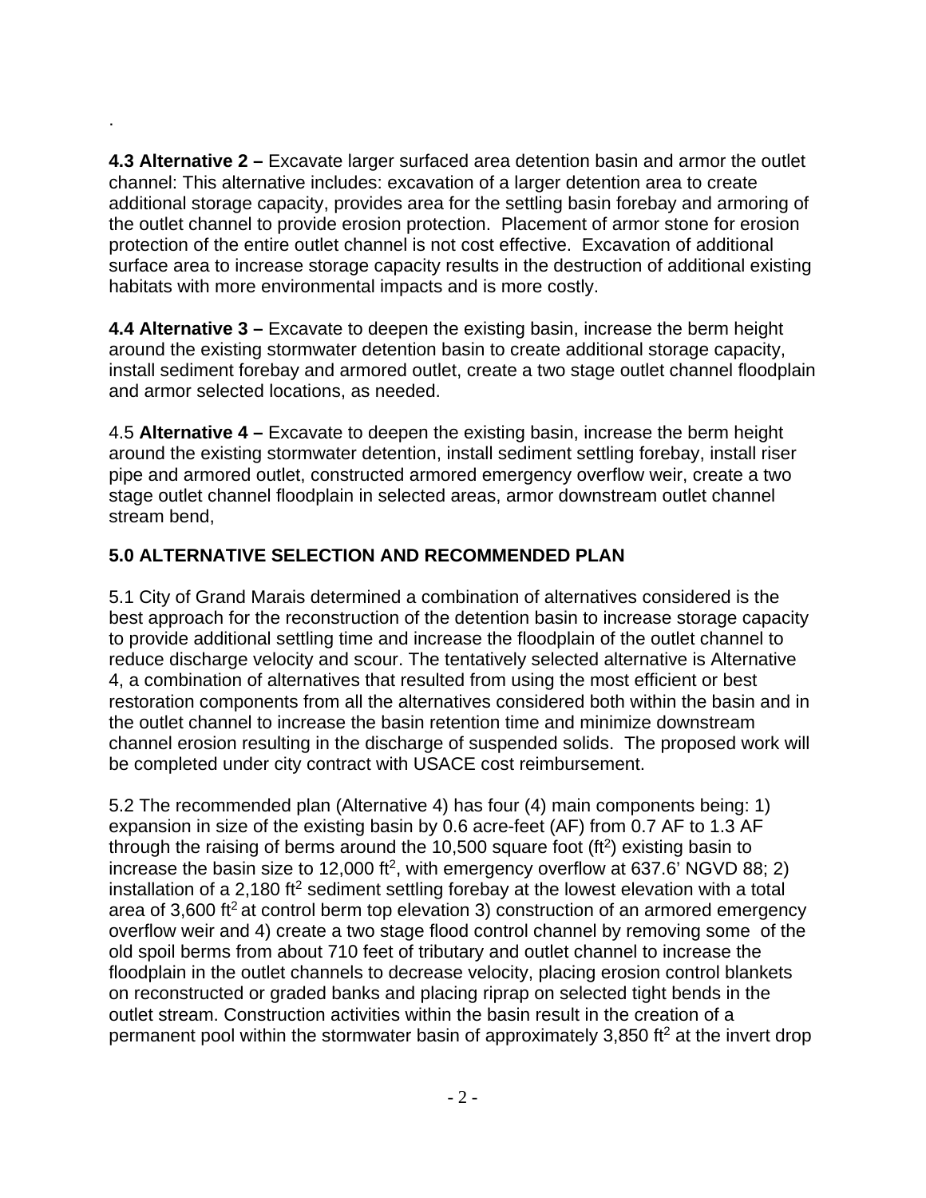.

**4.3 Alternative 2 –** Excavate larger surfaced area detention basin and armor the outlet channel: This alternative includes: excavation of a larger detention area to create additional storage capacity, provides area for the settling basin forebay and armoring of the outlet channel to provide erosion protection. Placement of armor stone for erosion protection of the entire outlet channel is not cost effective. Excavation of additional surface area to increase storage capacity results in the destruction of additional existing habitats with more environmental impacts and is more costly.

**4.4 Alternative 3 –** Excavate to deepen the existing basin, increase the berm height around the existing stormwater detention basin to create additional storage capacity, install sediment forebay and armored outlet, create a two stage outlet channel floodplain and armor selected locations, as needed.

4.5 **Alternative 4 –** Excavate to deepen the existing basin, increase the berm height around the existing stormwater detention, install sediment settling forebay, install riser pipe and armored outlet, constructed armored emergency overflow weir, create a two stage outlet channel floodplain in selected areas, armor downstream outlet channel stream bend,

**5.0 ALTERNATIVE SELECTION AND RECOMMENDED PLAN**

5.1 City of Grand Marais determined a combination of alternatives considered is the best approach for the reconstruction of the detention basin to increase storage capacity to provide additional settling time and increase the floodplain of the outlet channel to reduce discharge velocity and scour. The tentatively selected alternative is Alternative 4, a combination of alternatives that resulted from using the most efficient or best restoration components from all the alternatives considered both within the basin and in the outlet channel to increase the basin retention time and minimize downstream channel erosion resulting in the discharge of suspended solids. The proposed work will be completed under city contract with USACE cost reimbursement.

5.2 The recommended plan (Alternative 4) has four (4) main components being: 1) expansion in size of the existing basin by 0.6 acre-feet (AF) from 0.7 AF to 1.3 AF through the raising of berms around the 10,500 square foot ($ft^2$) existing basin to increase the basin size to 12,000 $ft^2$, with emergency overflow at 637.6' NGVD 88; 2) installation of a 2,180 $ft^2$ sediment settling forebay at the lowest elevation with a total area of 3,600 $ft^2$ at control berm top elevation 3) construction of an armored emergency overflow weir and 4) create a two stage flood control channel by removing some of the old spoil berms from about 710 feet of tributary and outlet channel to increase the floodplain in the outlet channels to decrease velocity, placing erosion control blankets on reconstructed or graded banks and placing riprap on selected tight bends in the outlet stream. Construction activities within the basin result in the creation of a permanent pool within the stormwater basin of approximately 3,850 $ft^2$ at the invert drop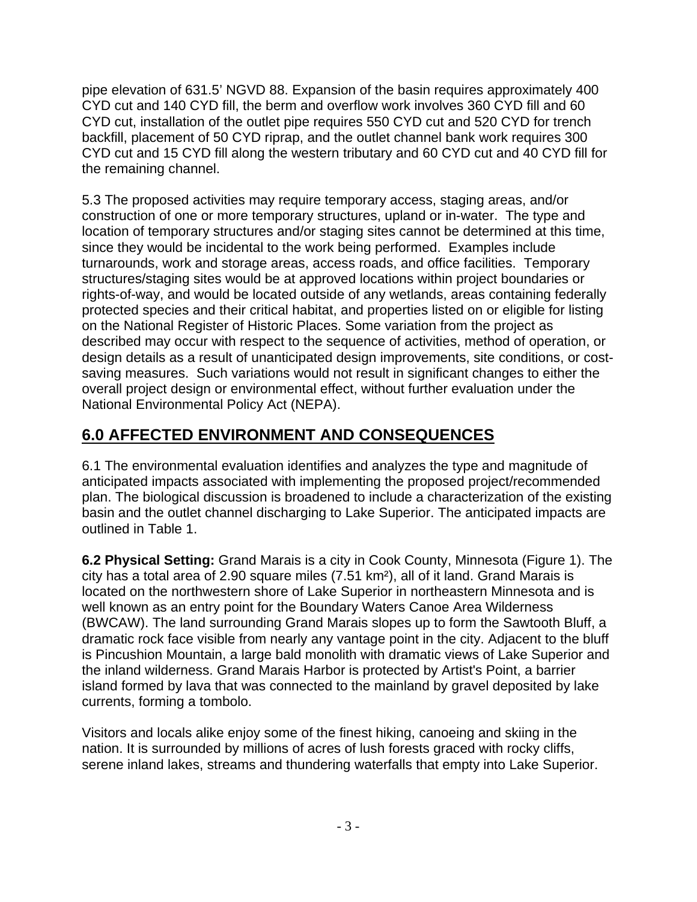pipe elevation of 631.5' NGVD 88. Expansion of the basin requires approximately 400 CYD cut and 140 CYD fill, the berm and overflow work involves 360 CYD fill and 60 CYD cut, installation of the outlet pipe requires 550 CYD cut and 520 CYD for trench backfill, placement of 50 CYD riprap, and the outlet channel bank work requires 300 CYD cut and 15 CYD fill along the western tributary and 60 CYD cut and 40 CYD fill for the remaining channel.

5.3 The proposed activities may require temporary access, staging areas, and/or construction of one or more temporary structures, upland or in-water. The type and location of temporary structures and/or staging sites cannot be determined at this time, since they would be incidental to the work being performed. Examples include turnarounds, work and storage areas, access roads, and office facilities. Temporary structures/staging sites would be at approved locations within project boundaries or rights-of-way, and would be located outside of any wetlands, areas containing federally protected species and their critical habitat, and properties listed on or eligible for listing on the National Register of Historic Places. Some variation from the project as described may occur with respect to the sequence of activities, method of operation, or design details as a result of unanticipated design improvements, site conditions, or cost-saving measures. Such variations would not result in significant changes to either the overall project design or environmental effect, without further evaluation under the National Environmental Policy Act (NEPA).

## 6.0 AFFECTED ENVIRONMENT AND CONSEQUENCES

6.1 The environmental evaluation identifies and analyzes the type and magnitude of anticipated impacts associated with implementing the proposed project/recommended plan. The biological discussion is broadened to include a characterization of the existing basin and the outlet channel discharging to Lake Superior. The anticipated impacts are outlined in Table 1.

**6.2 Physical Setting:** Grand Marais is a city in Cook County, Minnesota (Figure 1). The city has a total area of 2.90 square miles (7.51 km²), all of it land. Grand Marais is located on the northwestern shore of Lake Superior in northeastern Minnesota and is well known as an entry point for the Boundary Waters Canoe Area Wilderness (BWCAW). The land surrounding Grand Marais slopes up to form the Sawtooth Bluff, a dramatic rock face visible from nearly any vantage point in the city. Adjacent to the bluff is Pincushion Mountain, a large bald monolith with dramatic views of Lake Superior and the inland wilderness. Grand Marais Harbor is protected by Artist's Point, a barrier island formed by lava that was connected to the mainland by gravel deposited by lake currents, forming a tombolo.

Visitors and locals alike enjoy some of the finest hiking, canoeing and skiing in the nation. It is surrounded by millions of acres of lush forests graced with rocky cliffs, serene inland lakes, streams and thundering waterfalls that empty into Lake Superior.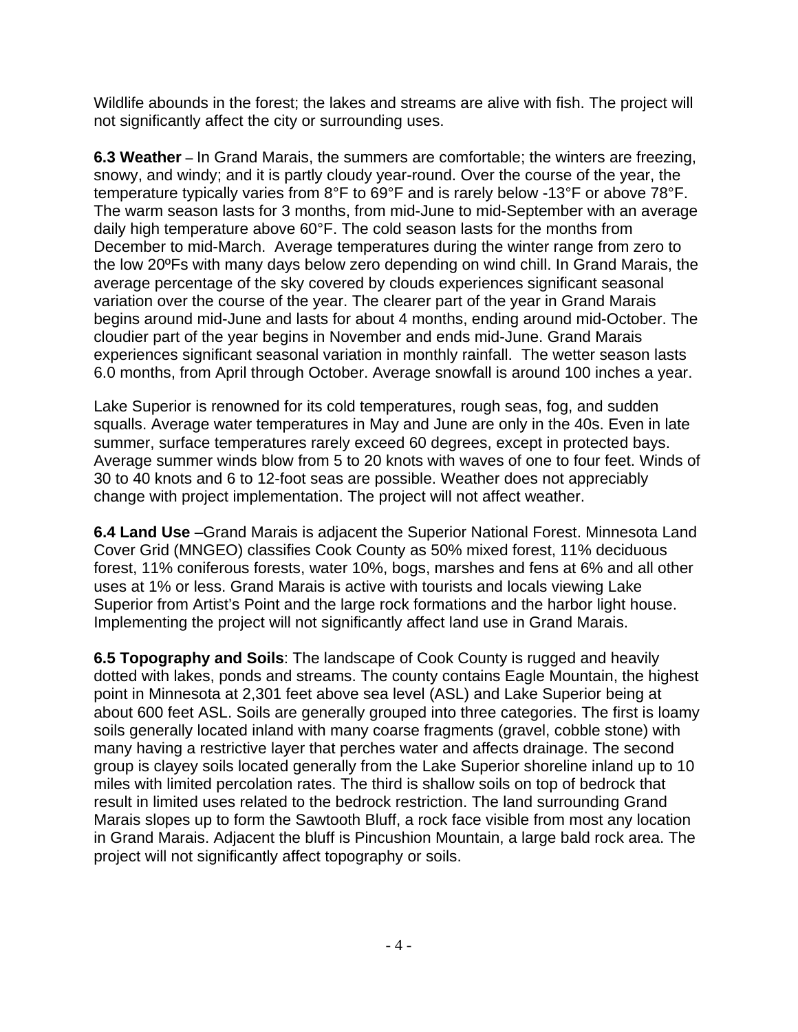Wildlife abounds in the forest; the lakes and streams are alive with fish. The project will not significantly affect the city or surrounding uses.

**6.3 Weather** – In Grand Marais, the summers are comfortable; the winters are freezing, snowy, and windy; and it is partly cloudy year-round. Over the course of the year, the temperature typically varies from 8°F to 69°F and is rarely below -13°F or above 78°F. The warm season lasts for 3 months, from mid-June to mid-September with an average daily high temperature above 60°F. The cold season lasts for the months from December to mid-March. Average temperatures during the winter range from zero to the low 20ºFs with many days below zero depending on wind chill. In Grand Marais, the average percentage of the sky covered by clouds experiences significant seasonal variation over the course of the year. The clearer part of the year in Grand Marais begins around mid-June and lasts for about 4 months, ending around mid-October. The cloudier part of the year begins in November and ends mid-June. Grand Marais experiences significant seasonal variation in monthly rainfall. The wetter season lasts 6.0 months, from April through October. Average snowfall is around 100 inches a year.

Lake Superior is renowned for its cold temperatures, rough seas, fog, and sudden squalls. Average water temperatures in May and June are only in the 40s. Even in late summer, surface temperatures rarely exceed 60 degrees, except in protected bays. Average summer winds blow from 5 to 20 knots with waves of one to four feet. Winds of 30 to 40 knots and 6 to 12-foot seas are possible. Weather does not appreciably change with project implementation. The project will not affect weather.

**6.4 Land Use** –Grand Marais is adjacent the Superior National Forest. Minnesota Land Cover Grid (MNGEO) classifies Cook County as 50% mixed forest, 11% deciduous forest, 11% coniferous forests, water 10%, bogs, marshes and fens at 6% and all other uses at 1% or less. Grand Marais is active with tourists and locals viewing Lake Superior from Artist's Point and the large rock formations and the harbor light house. Implementing the project will not significantly affect land use in Grand Marais.

**6.5 Topography and Soils**: The landscape of Cook County is rugged and heavily dotted with lakes, ponds and streams. The county contains Eagle Mountain, the highest point in Minnesota at 2,301 feet above sea level (ASL) and Lake Superior being at about 600 feet ASL. Soils are generally grouped into three categories. The first is loamy soils generally located inland with many coarse fragments (gravel, cobble stone) with many having a restrictive layer that perches water and affects drainage. The second group is clayey soils located generally from the Lake Superior shoreline inland up to 10 miles with limited percolation rates. The third is shallow soils on top of bedrock that result in limited uses related to the bedrock restriction. The land surrounding Grand Marais slopes up to form the Sawtooth Bluff, a rock face visible from most any location in Grand Marais. Adjacent the bluff is Pincushion Mountain, a large bald rock area. The project will not significantly affect topography or soils.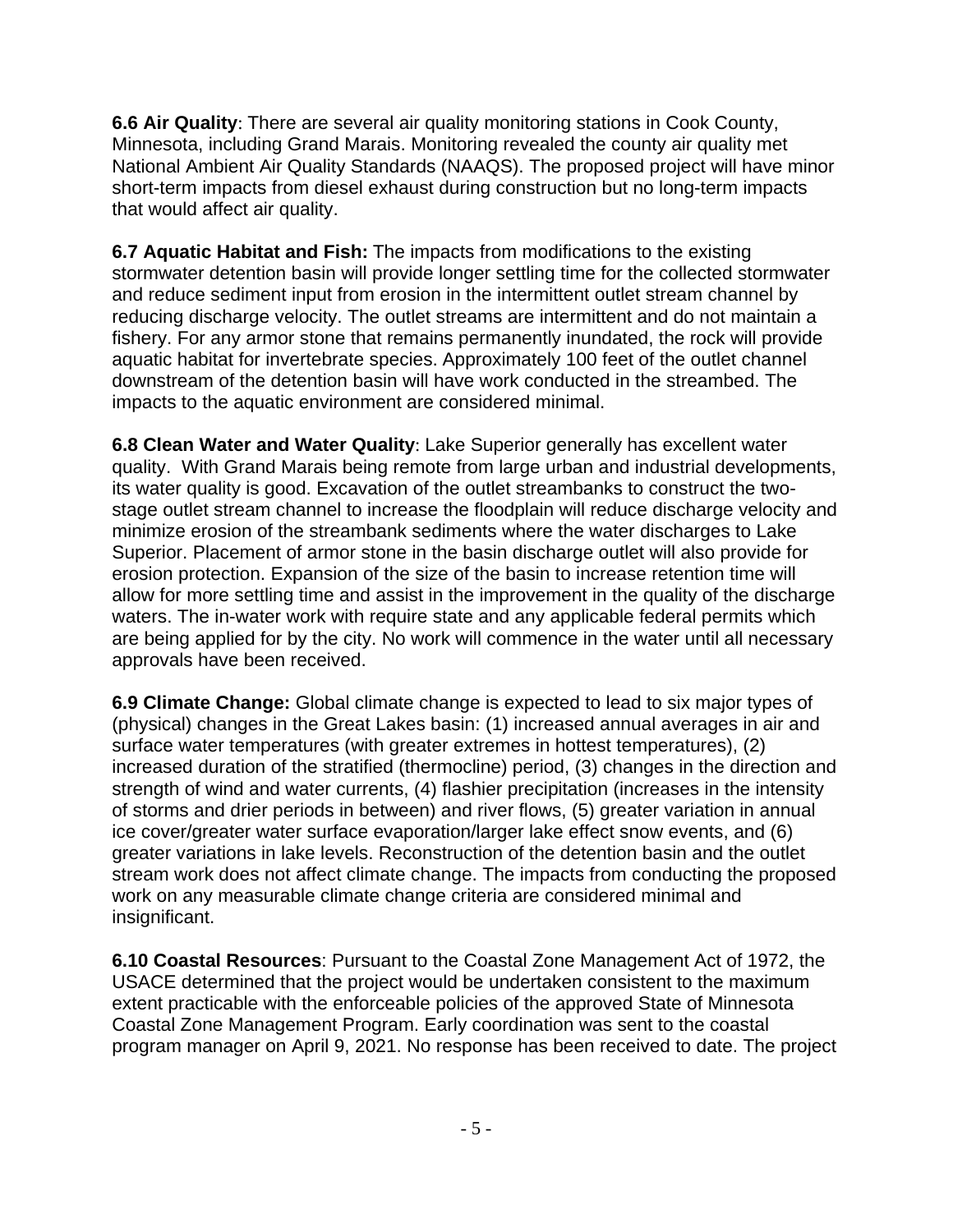**6.6 Air Quality**: There are several air quality monitoring stations in Cook County, Minnesota, including Grand Marais. Monitoring revealed the county air quality met National Ambient Air Quality Standards (NAAQS). The proposed project will have minor short-term impacts from diesel exhaust during construction but no long-term impacts that would affect air quality.

**6.7 Aquatic Habitat and Fish:** The impacts from modifications to the existing stormwater detention basin will provide longer settling time for the collected stormwater and reduce sediment input from erosion in the intermittent outlet stream channel by reducing discharge velocity. The outlet streams are intermittent and do not maintain a fishery. For any armor stone that remains permanently inundated, the rock will provide aquatic habitat for invertebrate species. Approximately 100 feet of the outlet channel downstream of the detention basin will have work conducted in the streambed. The impacts to the aquatic environment are considered minimal.

**6.8 Clean Water and Water Quality**: Lake Superior generally has excellent water quality. With Grand Marais being remote from large urban and industrial developments, its water quality is good. Excavation of the outlet streambanks to construct the two-stage outlet stream channel to increase the floodplain will reduce discharge velocity and minimize erosion of the streambank sediments where the water discharges to Lake Superior. Placement of armor stone in the basin discharge outlet will also provide for erosion protection. Expansion of the size of the basin to increase retention time will allow for more settling time and assist in the improvement in the quality of the discharge waters. The in-water work with require state and any applicable federal permits which are being applied for by the city. No work will commence in the water until all necessary approvals have been received.

**6.9 Climate Change:** Global climate change is expected to lead to six major types of (physical) changes in the Great Lakes basin: (1) increased annual averages in air and surface water temperatures (with greater extremes in hottest temperatures), (2) increased duration of the stratified (thermocline) period, (3) changes in the direction and strength of wind and water currents, (4) flashier precipitation (increases in the intensity of storms and drier periods in between) and river flows, (5) greater variation in annual ice cover/greater water surface evaporation/larger lake effect snow events, and (6) greater variations in lake levels. Reconstruction of the detention basin and the outlet stream work does not affect climate change. The impacts from conducting the proposed work on any measurable climate change criteria are considered minimal and insignificant.

**6.10 Coastal Resources**: Pursuant to the Coastal Zone Management Act of 1972, the USACE determined that the project would be undertaken consistent to the maximum extent practicable with the enforceable policies of the approved State of Minnesota Coastal Zone Management Program. Early coordination was sent to the coastal program manager on April 9, 2021. No response has been received to date. The project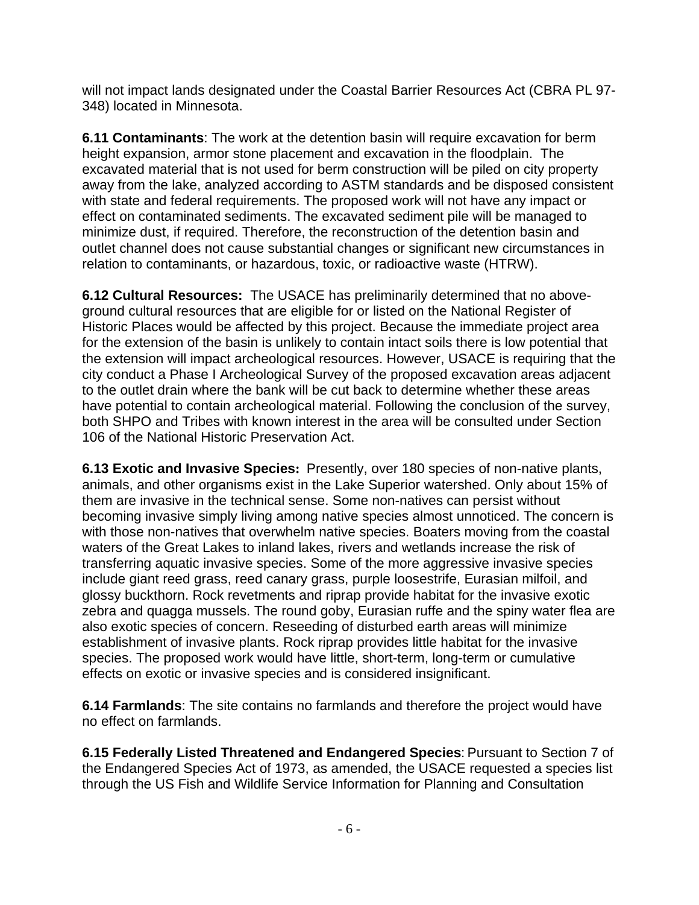will not impact lands designated under the Coastal Barrier Resources Act (CBRA PL 97-348) located in Minnesota.

**6.11 Contaminants**: The work at the detention basin will require excavation for berm height expansion, armor stone placement and excavation in the floodplain. The excavated material that is not used for berm construction will be piled on city property away from the lake, analyzed according to ASTM standards and be disposed consistent with state and federal requirements. The proposed work will not have any impact or effect on contaminated sediments. The excavated sediment pile will be managed to minimize dust, if required. Therefore, the reconstruction of the detention basin and outlet channel does not cause substantial changes or significant new circumstances in relation to contaminants, or hazardous, toxic, or radioactive waste (HTRW).

**6.12 Cultural Resources:** The USACE has preliminarily determined that no above-ground cultural resources that are eligible for or listed on the National Register of Historic Places would be affected by this project. Because the immediate project area for the extension of the basin is unlikely to contain intact soils there is low potential that the extension will impact archeological resources. However, USACE is requiring that the city conduct a Phase I Archeological Survey of the proposed excavation areas adjacent to the outlet drain where the bank will be cut back to determine whether these areas have potential to contain archeological material. Following the conclusion of the survey, both SHPO and Tribes with known interest in the area will be consulted under Section 106 of the National Historic Preservation Act.

**6.13 Exotic and Invasive Species:** Presently, over 180 species of non-native plants, animals, and other organisms exist in the Lake Superior watershed. Only about 15% of them are invasive in the technical sense. Some non-natives can persist without becoming invasive simply living among native species almost unnoticed. The concern is with those non-natives that overwhelm native species. Boaters moving from the coastal waters of the Great Lakes to inland lakes, rivers and wetlands increase the risk of transferring aquatic invasive species. Some of the more aggressive invasive species include giant reed grass, reed canary grass, purple loosestrife, Eurasian milfoil, and glossy buckthorn. Rock revetments and riprap provide habitat for the invasive exotic zebra and quagga mussels. The round goby, Eurasian ruffe and the spiny water flea are also exotic species of concern. Reseeding of disturbed earth areas will minimize establishment of invasive plants. Rock riprap provides little habitat for the invasive species. The proposed work would have little, short-term, long-term or cumulative effects on exotic or invasive species and is considered insignificant.

**6.14 Farmlands**: The site contains no farmlands and therefore the project would have no effect on farmlands.

**6.15 Federally Listed Threatened and Endangered Species**: Pursuant to Section 7 of the Endangered Species Act of 1973, as amended, the USACE requested a species list through the US Fish and Wildlife Service Information for Planning and Consultation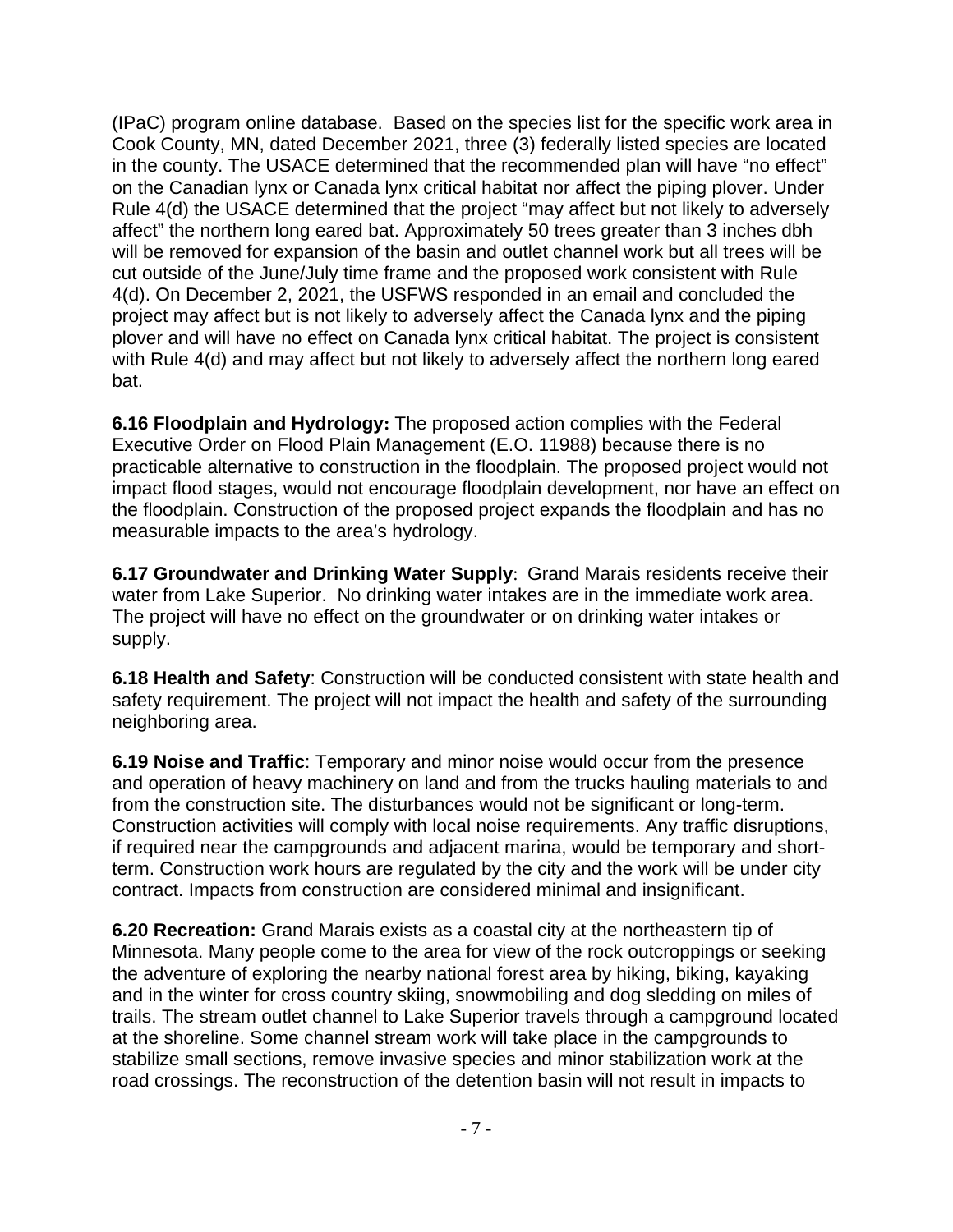(IPaC) program online database. Based on the species list for the specific work area in Cook County, MN, dated December 2021, three (3) federally listed species are located in the county. The USACE determined that the recommended plan will have "no effect" on the Canadian lynx or Canada lynx critical habitat nor affect the piping plover. Under Rule 4(d) the USACE determined that the project "may affect but not likely to adversely affect" the northern long eared bat. Approximately 50 trees greater than 3 inches dbh will be removed for expansion of the basin and outlet channel work but all trees will be cut outside of the June/July time frame and the proposed work consistent with Rule 4(d). On December 2, 2021, the USFWS responded in an email and concluded the project may affect but is not likely to adversely affect the Canada lynx and the piping plover and will have no effect on Canada lynx critical habitat. The project is consistent with Rule 4(d) and may affect but not likely to adversely affect the northern long eared bat.

**6.16 Floodplain and Hydrology:** The proposed action complies with the Federal Executive Order on Flood Plain Management (E.O. 11988) because there is no practicable alternative to construction in the floodplain. The proposed project would not impact flood stages, would not encourage floodplain development, nor have an effect on the floodplain. Construction of the proposed project expands the floodplain and has no measurable impacts to the area's hydrology.

**6.17 Groundwater and Drinking Water Supply**: Grand Marais residents receive their water from Lake Superior. No drinking water intakes are in the immediate work area. The project will have no effect on the groundwater or on drinking water intakes or supply.

**6.18 Health and Safety**: Construction will be conducted consistent with state health and safety requirement. The project will not impact the health and safety of the surrounding neighboring area.

**6.19 Noise and Traffic**: Temporary and minor noise would occur from the presence and operation of heavy machinery on land and from the trucks hauling materials to and from the construction site. The disturbances would not be significant or long-term. Construction activities will comply with local noise requirements. Any traffic disruptions, if required near the campgrounds and adjacent marina, would be temporary and short-term. Construction work hours are regulated by the city and the work will be under city contract. Impacts from construction are considered minimal and insignificant.

**6.20 Recreation:** Grand Marais exists as a coastal city at the northeastern tip of Minnesota. Many people come to the area for view of the rock outcroppings or seeking the adventure of exploring the nearby national forest area by hiking, biking, kayaking and in the winter for cross country skiing, snowmobiling and dog sledding on miles of trails. The stream outlet channel to Lake Superior travels through a campground located at the shoreline. Some channel stream work will take place in the campgrounds to stabilize small sections, remove invasive species and minor stabilization work at the road crossings. The reconstruction of the detention basin will not result in impacts to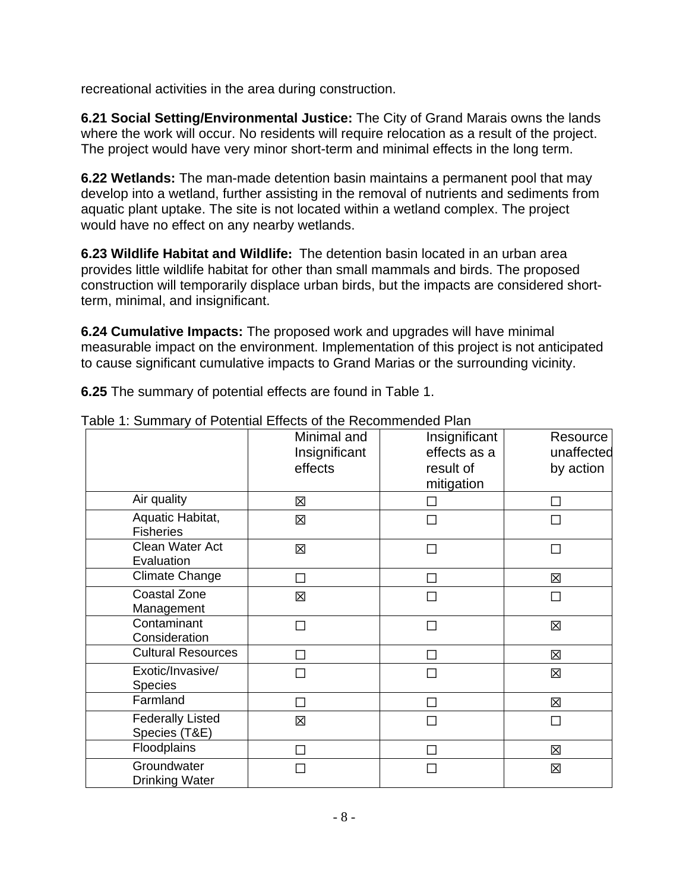recreational activities in the area during construction.

**6.21 Social Setting/Environmental Justice:** The City of Grand Marais owns the lands where the work will occur. No residents will require relocation as a result of the project. The project would have very minor short-term and minimal effects in the long term.

**6.22 Wetlands:** The man-made detention basin maintains a permanent pool that may develop into a wetland, further assisting in the removal of nutrients and sediments from aquatic plant uptake. The site is not located within a wetland complex. The project would have no effect on any nearby wetlands.

**6.23 Wildlife Habitat and Wildlife:** The detention basin located in an urban area provides little wildlife habitat for other than small mammals and birds. The proposed construction will temporarily displace urban birds, but the impacts are considered short-term, minimal, and insignificant.

**6.24 Cumulative Impacts:** The proposed work and upgrades will have minimal measurable impact on the environment. Implementation of this project is not anticipated to cause significant cumulative impacts to Grand Marias or the surrounding vicinity.

**6.25** The summary of potential effects are found in Table 1.

Table 1: Summary of Potential Effects of the Recommended Plan

| | Minimal and Insignificant effects | Insignificant effects as a result of mitigation | Resource unaffected by action |
|---|---|---|---|
| Air quality | ☒ | ☐ | ☐ |
| Aquatic Habitat, Fisheries | ☒ | ☐ | ☐ |
| Clean Water Act Evaluation | ☒ | ☐ | ☐ |
| Climate Change | ☐ | ☐ | ☒ |
| Coastal Zone Management | ☒ | ☐ | ☐ |
| Contaminant Consideration | ☐ | ☐ | ☒ |
| Cultural Resources | ☐ | ☐ | ☒ |
| Exotic/Invasive/ Species | ☐ | ☐ | ☒ |
| Farmland | ☐ | ☐ | ☒ |
| Federally Listed Species (T&E) | ☒ | ☐ | ☐ |
| Floodplains | ☐ | ☐ | ☒ |
| Groundwater Drinking Water | ☐ | ☐ | ☒ |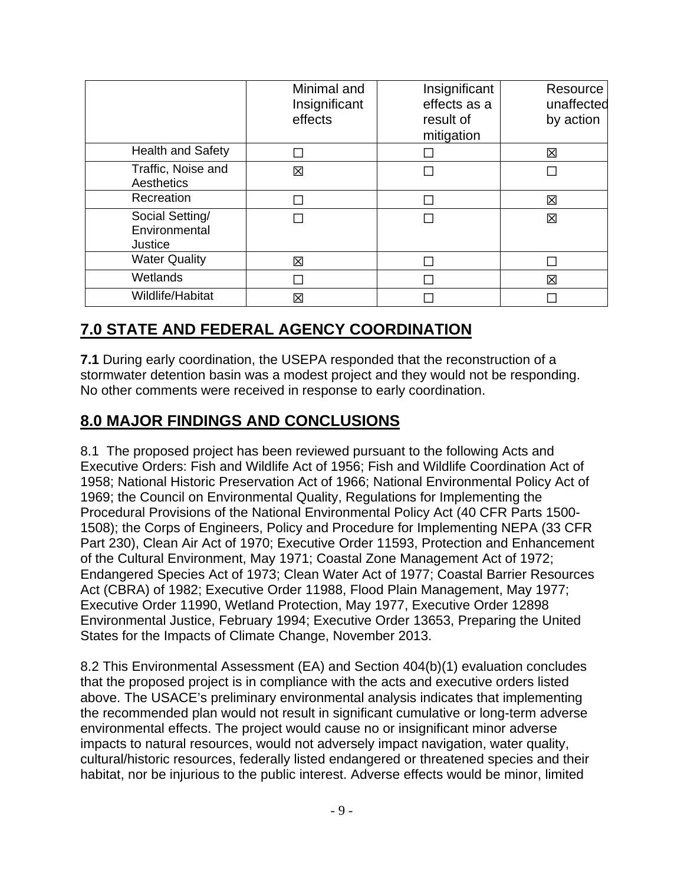| | Minimal and Insignificant effects | Insignificant effects as a result of mitigation | Resource unaffected by action |
|---|---|---|---|
| Health and Safety | ☐ | ☐ | ☒ |
| Traffic, Noise and Aesthetics | ☒ | ☐ | ☐ |
| Recreation | ☐ | ☐ | ☒ |
| Social Setting/ Environmental Justice | ☐ | ☐ | ☒ |
| Water Quality | ☒ | ☐ | ☐ |
| Wetlands | ☐ | ☐ | ☒ |
| Wildlife/Habitat | ☒ | ☐ | ☐ |

## 7.0 STATE AND FEDERAL AGENCY COORDINATION

**7.1** During early coordination, the USEPA responded that the reconstruction of a stormwater detention basin was a modest project and they would not be responding. No other comments were received in response to early coordination.

## 8.0 MAJOR FINDINGS AND CONCLUSIONS

8.1 The proposed project has been reviewed pursuant to the following Acts and Executive Orders: Fish and Wildlife Act of 1956; Fish and Wildlife Coordination Act of 1958; National Historic Preservation Act of 1966; National Environmental Policy Act of 1969; the Council on Environmental Quality, Regulations for Implementing the Procedural Provisions of the National Environmental Policy Act (40 CFR Parts 1500-1508); the Corps of Engineers, Policy and Procedure for Implementing NEPA (33 CFR Part 230), Clean Air Act of 1970; Executive Order 11593, Protection and Enhancement of the Cultural Environment, May 1971; Coastal Zone Management Act of 1972; Endangered Species Act of 1973; Clean Water Act of 1977; Coastal Barrier Resources Act (CBRA) of 1982; Executive Order 11988, Flood Plain Management, May 1977; Executive Order 11990, Wetland Protection, May 1977, Executive Order 12898 Environmental Justice, February 1994; Executive Order 13653, Preparing the United States for the Impacts of Climate Change, November 2013.

8.2 This Environmental Assessment (EA) and Section 404(b)(1) evaluation concludes that the proposed project is in compliance with the acts and executive orders listed above. The USACE's preliminary environmental analysis indicates that implementing the recommended plan would not result in significant cumulative or long-term adverse environmental effects. The project would cause no or insignificant minor adverse impacts to natural resources, would not adversely impact navigation, water quality, cultural/historic resources, federally listed endangered or threatened species and their habitat, nor be injurious to the public interest. Adverse effects would be minor, limited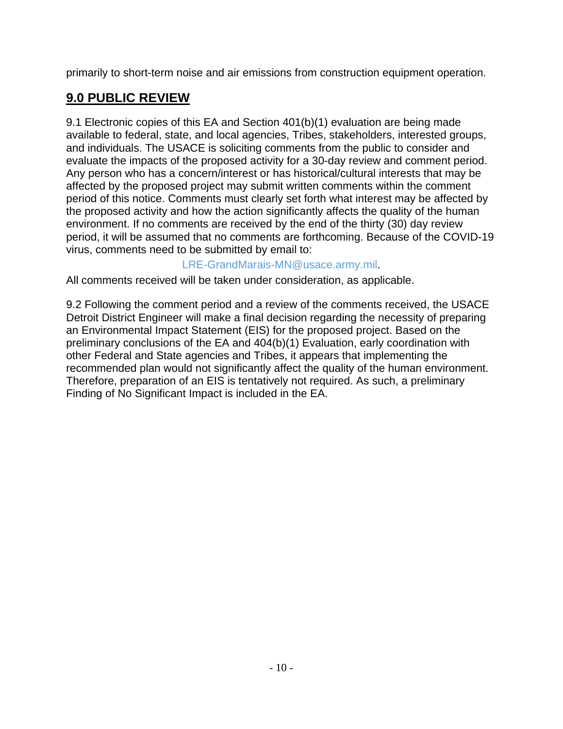primarily to short-term noise and air emissions from construction equipment operation.

## 9.0 PUBLIC REVIEW

9.1 Electronic copies of this EA and Section 401(b)(1) evaluation are being made available to federal, state, and local agencies, Tribes, stakeholders, interested groups, and individuals. The USACE is soliciting comments from the public to consider and evaluate the impacts of the proposed activity for a 30-day review and comment period. Any person who has a concern/interest or has historical/cultural interests that may be affected by the proposed project may submit written comments within the comment period of this notice. Comments must clearly set forth what interest may be affected by the proposed activity and how the action significantly affects the quality of the human environment. If no comments are received by the end of the thirty (30) day review period, it will be assumed that no comments are forthcoming. Because of the COVID-19 virus, comments need to be submitted by email to:

LRE-GrandMarais-MN@usace.army.mil.

All comments received will be taken under consideration, as applicable.

9.2 Following the comment period and a review of the comments received, the USACE Detroit District Engineer will make a final decision regarding the necessity of preparing an Environmental Impact Statement (EIS) for the proposed project. Based on the preliminary conclusions of the EA and 404(b)(1) Evaluation, early coordination with other Federal and State agencies and Tribes, it appears that implementing the recommended plan would not significantly affect the quality of the human environment. Therefore, preparation of an EIS is tentatively not required. As such, a preliminary Finding of No Significant Impact is included in the EA.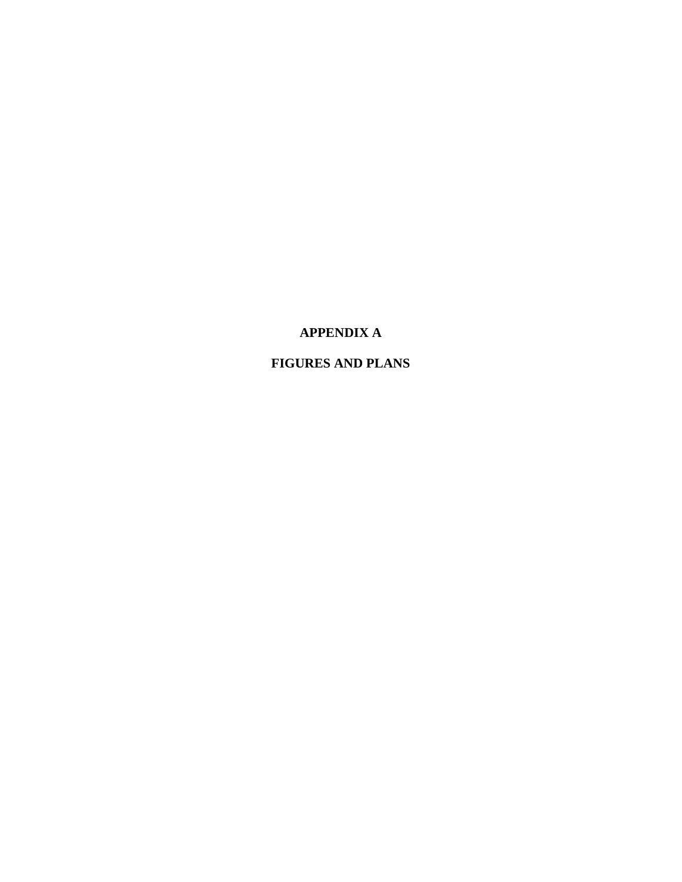# APPENDIX A

# FIGURES AND PLANS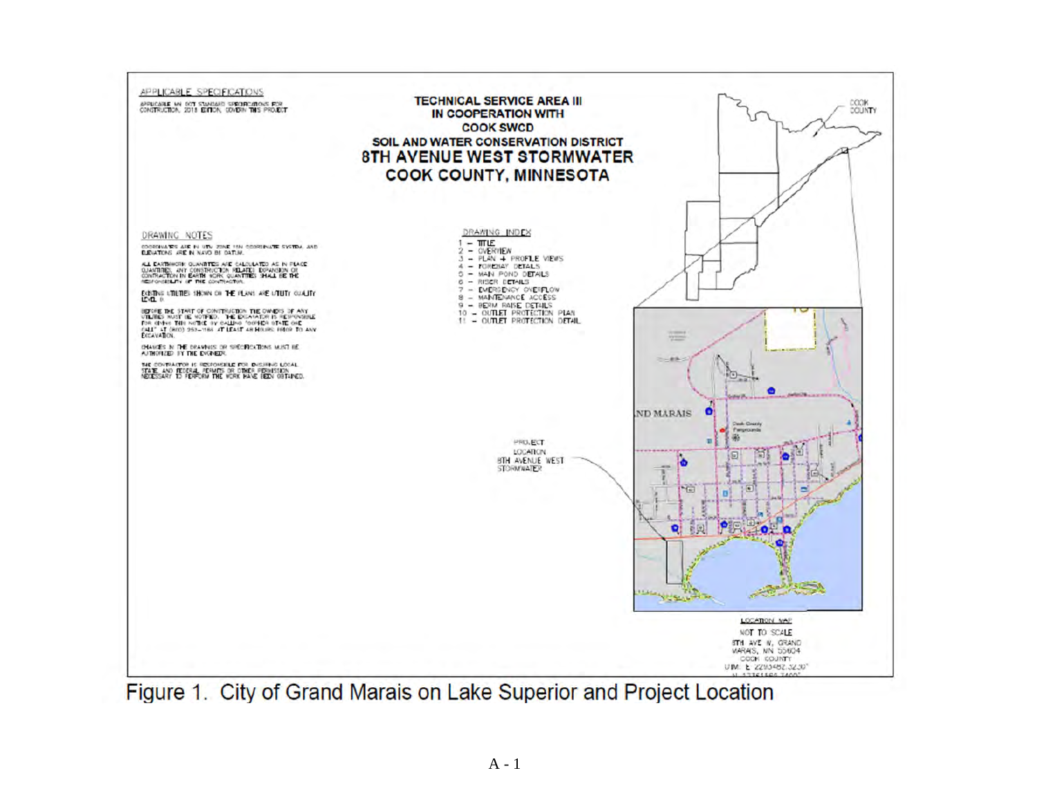APPLICABLE SPECIFICATIONS

APPLICABLE MN DOT STANDARD SPECIFICATIONS FOR CONSTRUCTION, 2018 EDITION, GOVERN THIS PROJECT

TECHNICAL SERVICE AREA III
IN COOPERATION WITH
COOK SWCD
SOIL AND WATER CONSERVATION DISTRICT

# 8TH AVENUE WEST STORMWATER
# COOK COUNTY, MINNESOTA

COOK COUNTY

DRAWING NOTES

COORDINATES ARE IN UTM ZONE 15N COORDINATE SYSTEM, AND ELEVATIONS ARE IN NAVD 88 DATUM.

ALL EARTHWORK QUANTITIES ARE CALCULATED AS IN PLACE QUANTITIES. ANY CONSTRUCTION RELATED EXPANSION OR CONTRACTION IN EARTH WORK QUANTITIES SHALL BE THE RESPONSIBILITY OF THE CONTRACTOR.

EXISTING UTILITIES SHOWN ON THE PLANS ARE UTILITY QUALITY LEVEL D.

BEFORE THE START OF CONSTRUCTION THE OWNERS OF ANY UTILITIES MUST BE NOTIFIED. THE EXCAVATOR IS RESPONSIBLE FOR GIVING THIS NOTICE BY CALLING "GOPHER STATE ONE CALL" AT (800) 252-1166 AT LEAST 48 HOURS PRIOR TO ANY EXCAVATION.

CHANGES IN THE DRAWINGS OR SPECIFICATIONS MUST BE AUTHORIZED BY THE ENGINEER.

THE CONTRACTOR IS RESPONSIBLE FOR ENSURING LOCAL, STATE, AND FEDERAL PERMITS OR OTHER PERMISSION NECESSARY TO PERFORM THE WORK HAVE BEEN OBTAINED.

DRAWING INDEX

1 – TITLE
2 – OVERVIEW
3 – PLAN + PROFILE VIEWS
4 – FOREBAY DETAILS
5 – MAIN POND DETAILS
6 – RISER DETAILS
7 – EMERGENCY OVERFLOW
8 – MAINTENANCE ACCESS
9 – BERM RAISE DETAILS
10 – OUTLET PROTECTION PLAN
11 – OUTLET PROTECTION DETAIL

PROJECT LOCATION
8TH AVENUE WEST STORMWATER

GRAND MARAIS

LOCATION MAP
NOT TO SCALE
8TH AVE W, GRAND MARAIS, MN 55604
COOK COUNTY
UTM: E 2293482.3230'

Figure 1. City of Grand Marais on Lake Superior and Project Location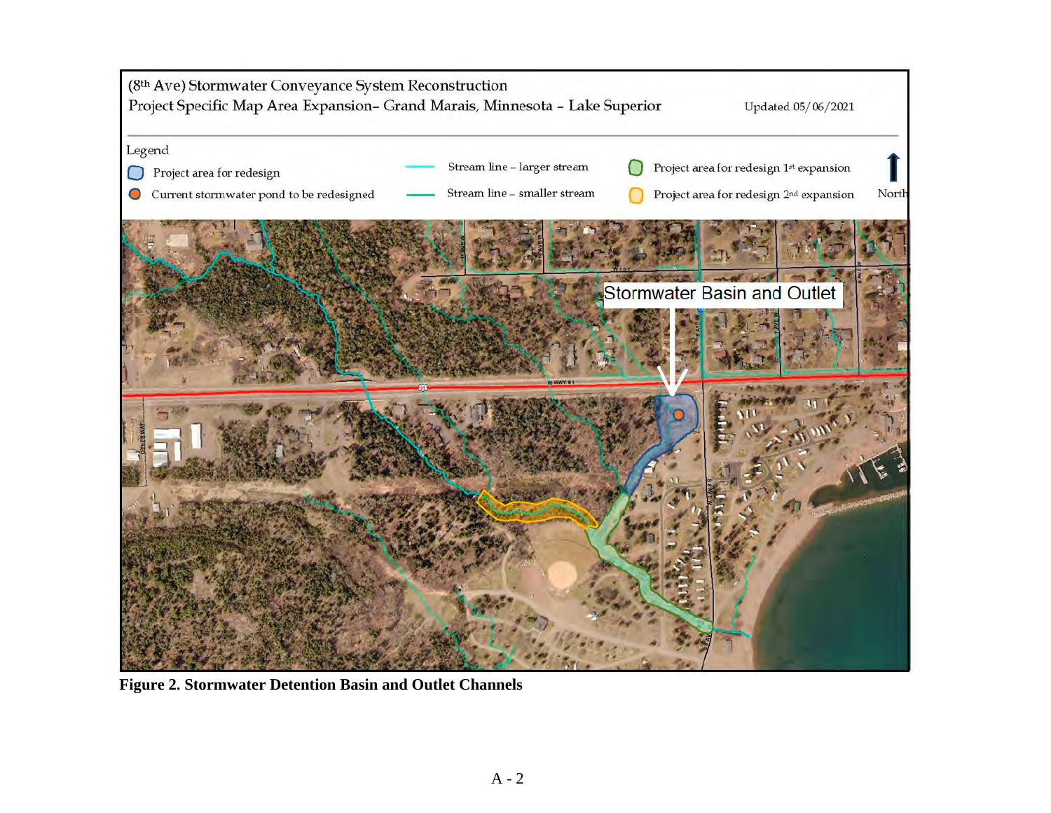(8th Ave) Stormwater Conveyance System Reconstruction

Project Specific Map Area Expansion– Grand Marais, Minnesota – Lake Superior

Updated 05/06/2021

Legend

- Project area for redesign
- Current stormwater pond to be redesigned
- Stream line – larger stream
- Stream line – smaller stream
- Project area for redesign 1st expansion
- Project area for redesign 2nd expansion

North

Stormwater Basin and Outlet

**Figure 2. Stormwater Detention Basin and Outlet Channels**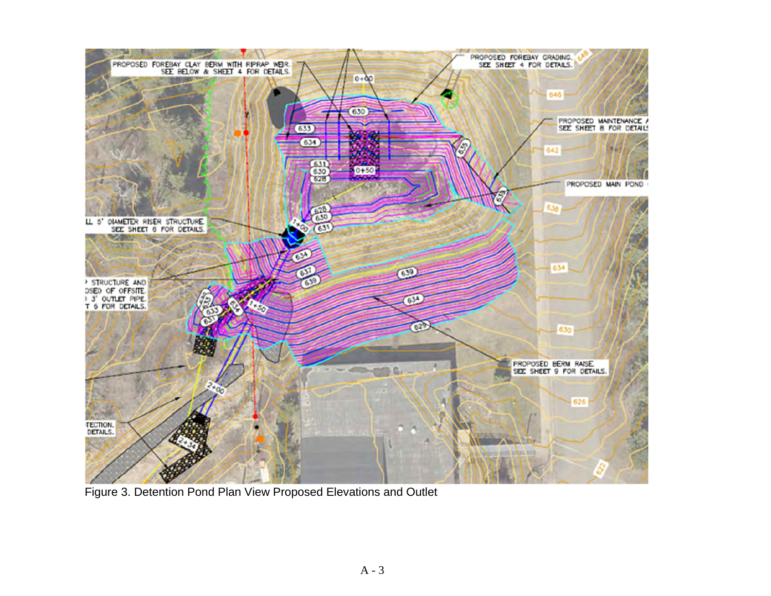Figure 3. Detention Pond Plan View Proposed Elevations and Outlet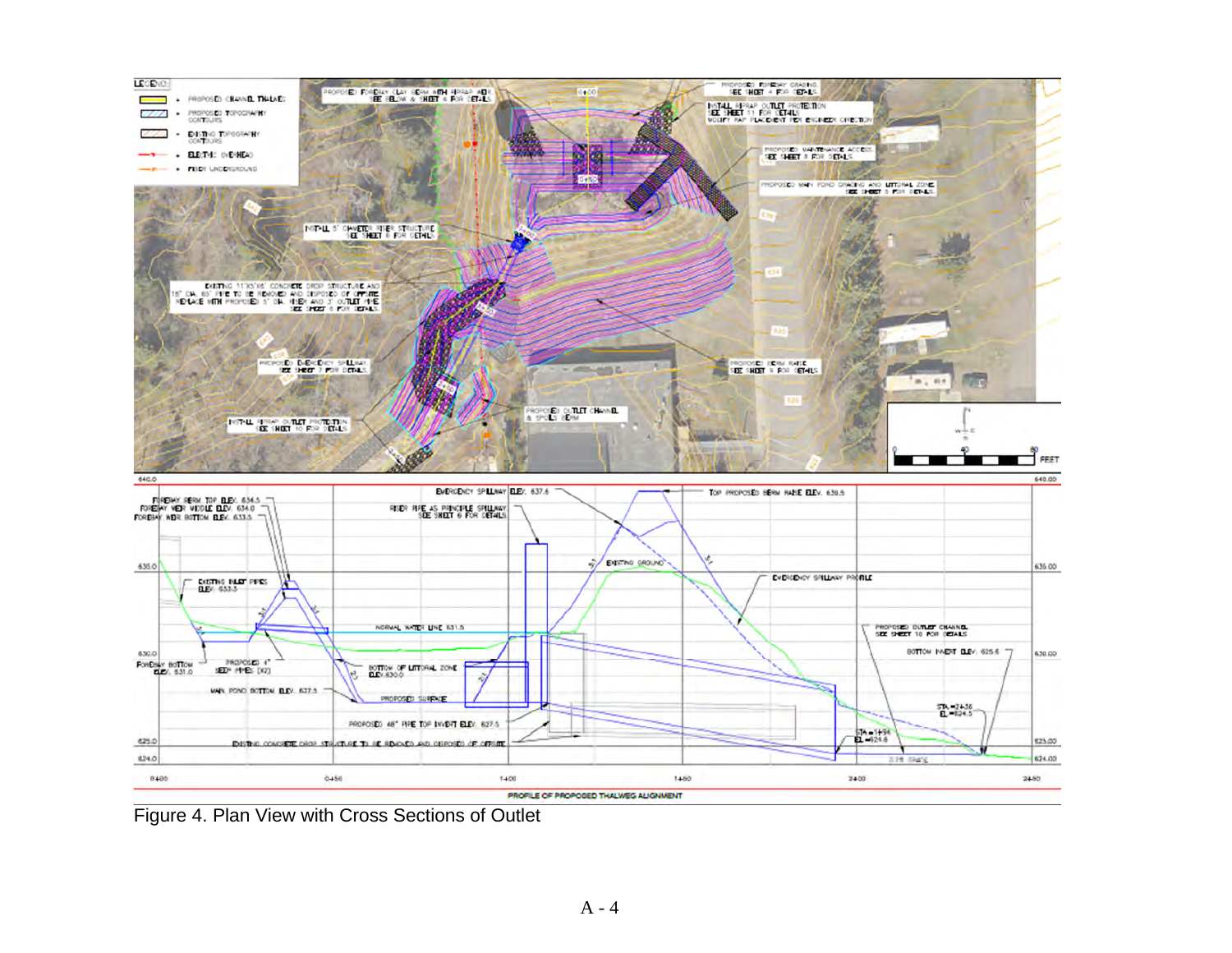Figure 4. Plan View with Cross Sections of Outlet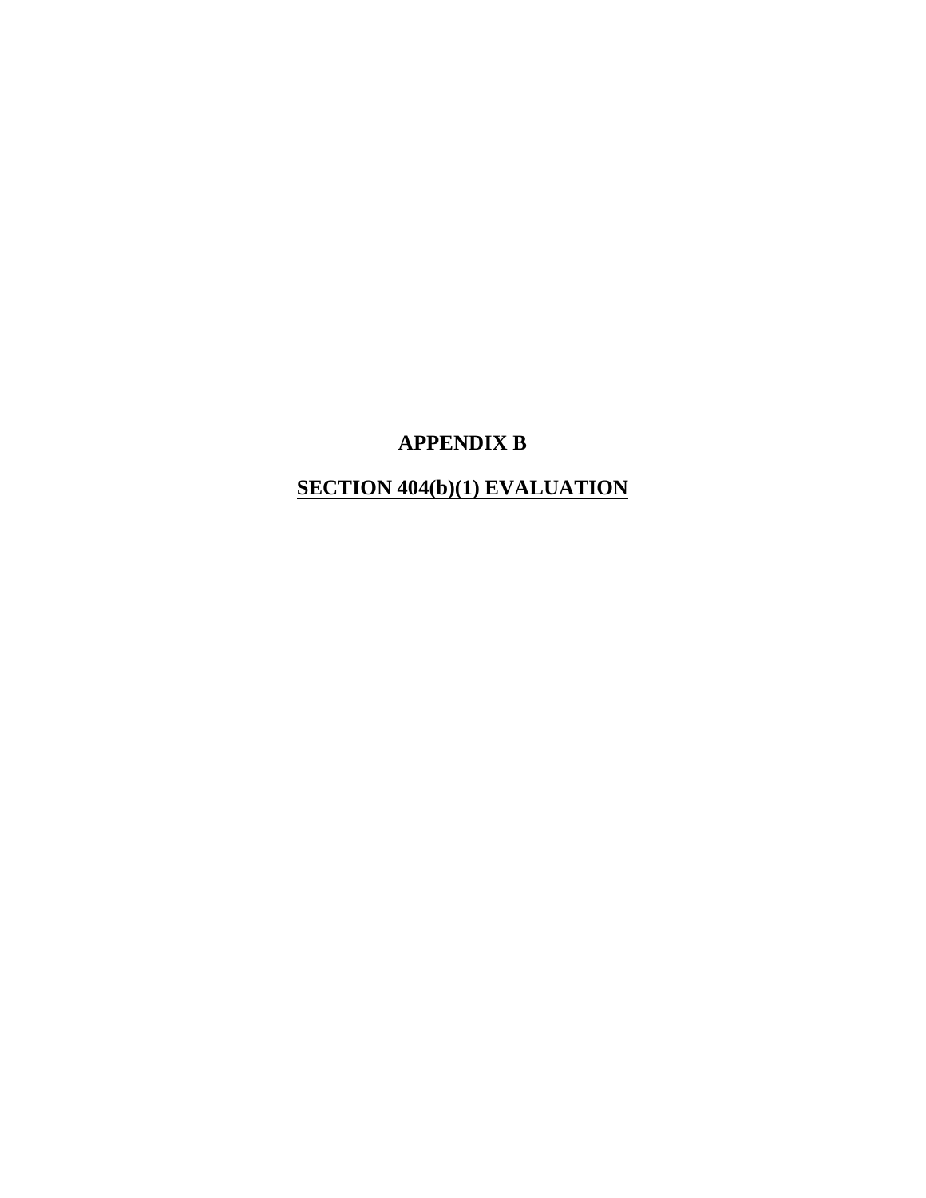# APPENDIX B

## SECTION 404(b)(1) EVALUATION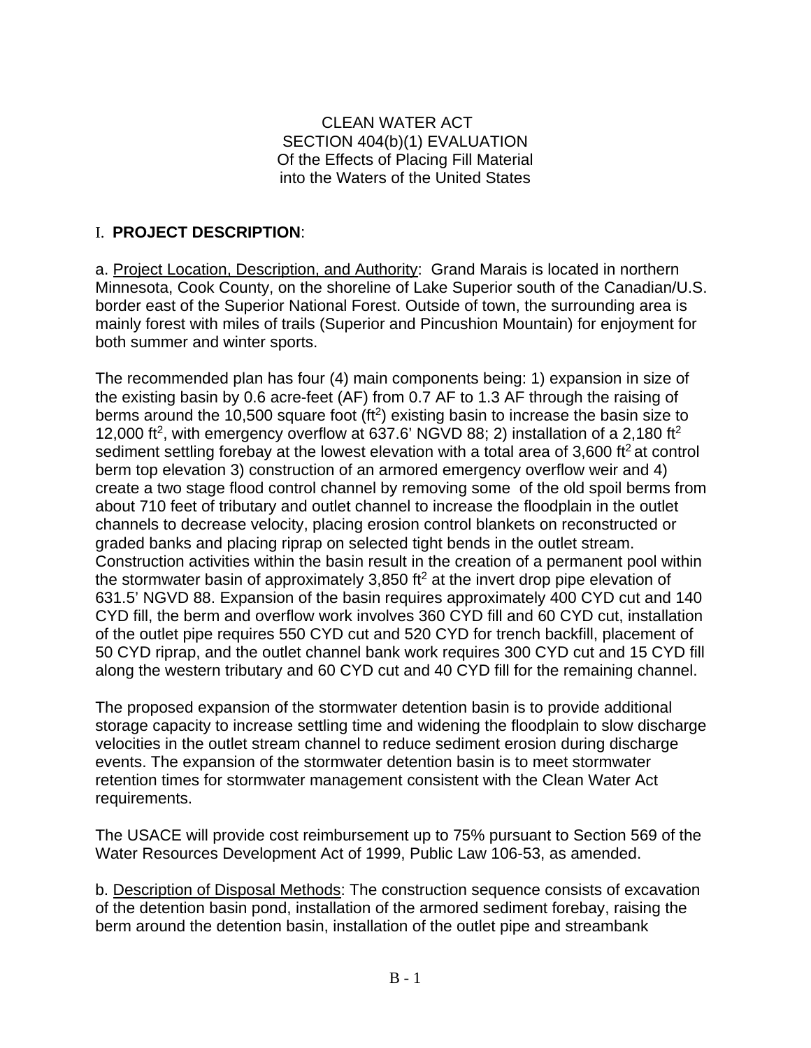CLEAN WATER ACT
SECTION 404(b)(1) EVALUATION
Of the Effects of Placing Fill Material
into the Waters of the United States

# I. **PROJECT DESCRIPTION**:

a. Project Location, Description, and Authority: Grand Marais is located in northern Minnesota, Cook County, on the shoreline of Lake Superior south of the Canadian/U.S. border east of the Superior National Forest. Outside of town, the surrounding area is mainly forest with miles of trails (Superior and Pincushion Mountain) for enjoyment for both summer and winter sports.

The recommended plan has four (4) main components being: 1) expansion in size of the existing basin by 0.6 acre-feet (AF) from 0.7 AF to 1.3 AF through the raising of berms around the 10,500 square foot ($ft^2$) existing basin to increase the basin size to 12,000 $ft^2$, with emergency overflow at 637.6' NGVD 88; 2) installation of a 2,180 $ft^2$ sediment settling forebay at the lowest elevation with a total area of 3,600 $ft^2$ at control berm top elevation 3) construction of an armored emergency overflow weir and 4) create a two stage flood control channel by removing some of the old spoil berms from about 710 feet of tributary and outlet channel to increase the floodplain in the outlet channels to decrease velocity, placing erosion control blankets on reconstructed or graded banks and placing riprap on selected tight bends in the outlet stream. Construction activities within the basin result in the creation of a permanent pool within the stormwater basin of approximately 3,850 $ft^2$ at the invert drop pipe elevation of 631.5' NGVD 88. Expansion of the basin requires approximately 400 CYD cut and 140 CYD fill, the berm and overflow work involves 360 CYD fill and 60 CYD cut, installation of the outlet pipe requires 550 CYD cut and 520 CYD for trench backfill, placement of 50 CYD riprap, and the outlet channel bank work requires 300 CYD cut and 15 CYD fill along the western tributary and 60 CYD cut and 40 CYD fill for the remaining channel.

The proposed expansion of the stormwater detention basin is to provide additional storage capacity to increase settling time and widening the floodplain to slow discharge velocities in the outlet stream channel to reduce sediment erosion during discharge events. The expansion of the stormwater detention basin is to meet stormwater retention times for stormwater management consistent with the Clean Water Act requirements.

The USACE will provide cost reimbursement up to 75% pursuant to Section 569 of the Water Resources Development Act of 1999, Public Law 106-53, as amended.

b. Description of Disposal Methods: The construction sequence consists of excavation of the detention basin pond, installation of the armored sediment forebay, raising the berm around the detention basin, installation of the outlet pipe and streambank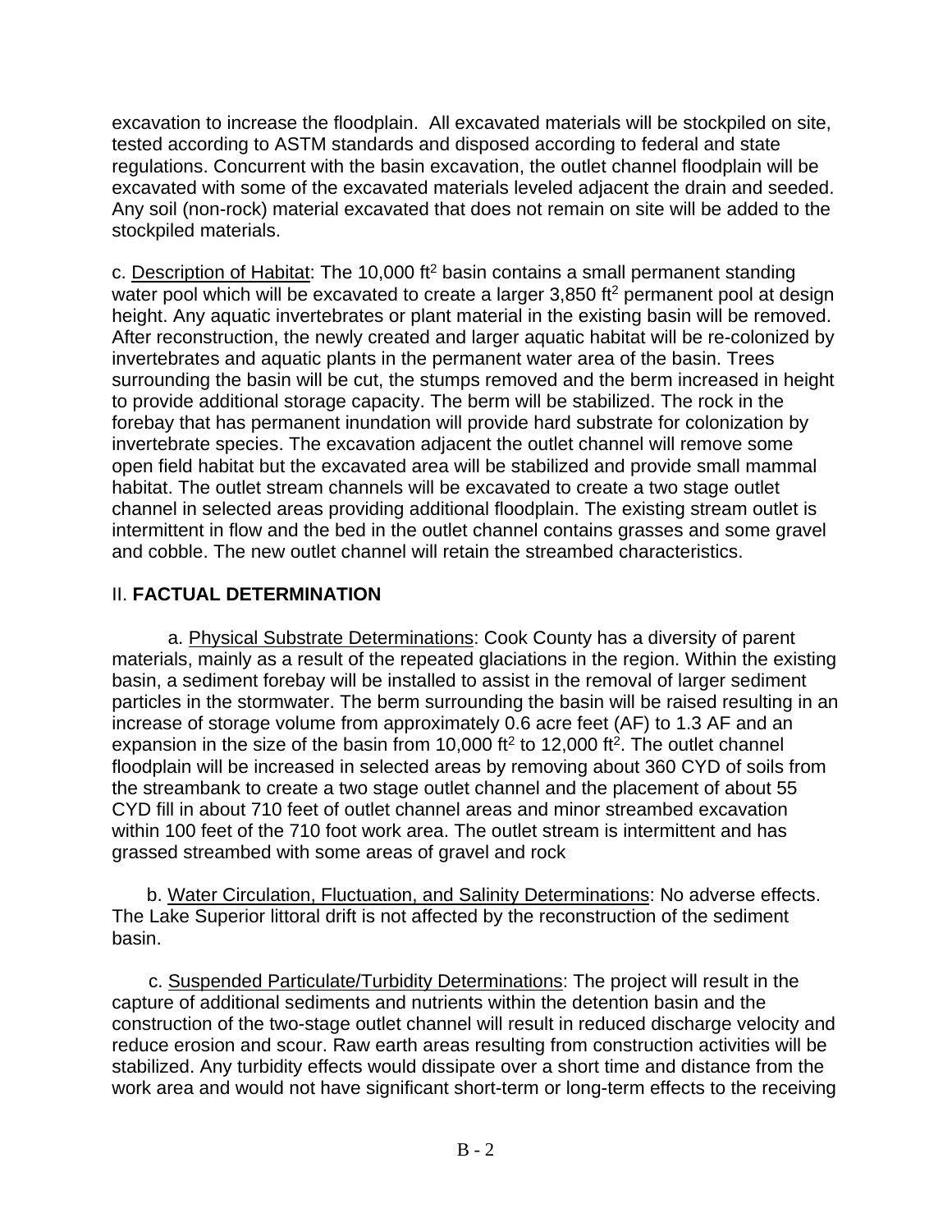excavation to increase the floodplain.  All excavated materials will be stockpiled on site, tested according to ASTM standards and disposed according to federal and state regulations. Concurrent with the basin excavation, the outlet channel floodplain will be excavated with some of the excavated materials leveled adjacent the drain and seeded. Any soil (non-rock) material excavated that does not remain on site will be added to the stockpiled materials.

c. Description of Habitat: The 10,000 $ft^2$ basin contains a small permanent standing water pool which will be excavated to create a larger 3,850 $ft^2$ permanent pool at design height. Any aquatic invertebrates or plant material in the existing basin will be removed. After reconstruction, the newly created and larger aquatic habitat will be re-colonized by invertebrates and aquatic plants in the permanent water area of the basin. Trees surrounding the basin will be cut, the stumps removed and the berm increased in height to provide additional storage capacity. The berm will be stabilized. The rock in the forebay that has permanent inundation will provide hard substrate for colonization by invertebrate species. The excavation adjacent the outlet channel will remove some open field habitat but the excavated area will be stabilized and provide small mammal habitat. The outlet stream channels will be excavated to create a two stage outlet channel in selected areas providing additional floodplain. The existing stream outlet is intermittent in flow and the bed in the outlet channel contains grasses and some gravel and cobble. The new outlet channel will retain the streambed characteristics.

## II. **FACTUAL DETERMINATION**

a. Physical Substrate Determinations: Cook County has a diversity of parent materials, mainly as a result of the repeated glaciations in the region. Within the existing basin, a sediment forebay will be installed to assist in the removal of larger sediment particles in the stormwater. The berm surrounding the basin will be raised resulting in an increase of storage volume from approximately 0.6 acre feet (AF) to 1.3 AF and an expansion in the size of the basin from 10,000 $ft^2$ to 12,000 $ft^2$. The outlet channel floodplain will be increased in selected areas by removing about 360 CYD of soils from the streambank to create a two stage outlet channel and the placement of about 55 CYD fill in about 710 feet of outlet channel areas and minor streambed excavation within 100 feet of the 710 foot work area. The outlet stream is intermittent and has grassed streambed with some areas of gravel and rock

b. Water Circulation, Fluctuation, and Salinity Determinations: No adverse effects. The Lake Superior littoral drift is not affected by the reconstruction of the sediment basin.

c. Suspended Particulate/Turbidity Determinations: The project will result in the capture of additional sediments and nutrients within the detention basin and the construction of the two-stage outlet channel will result in reduced discharge velocity and reduce erosion and scour. Raw earth areas resulting from construction activities will be stabilized. Any turbidity effects would dissipate over a short time and distance from the work area and would not have significant short-term or long-term effects to the receiving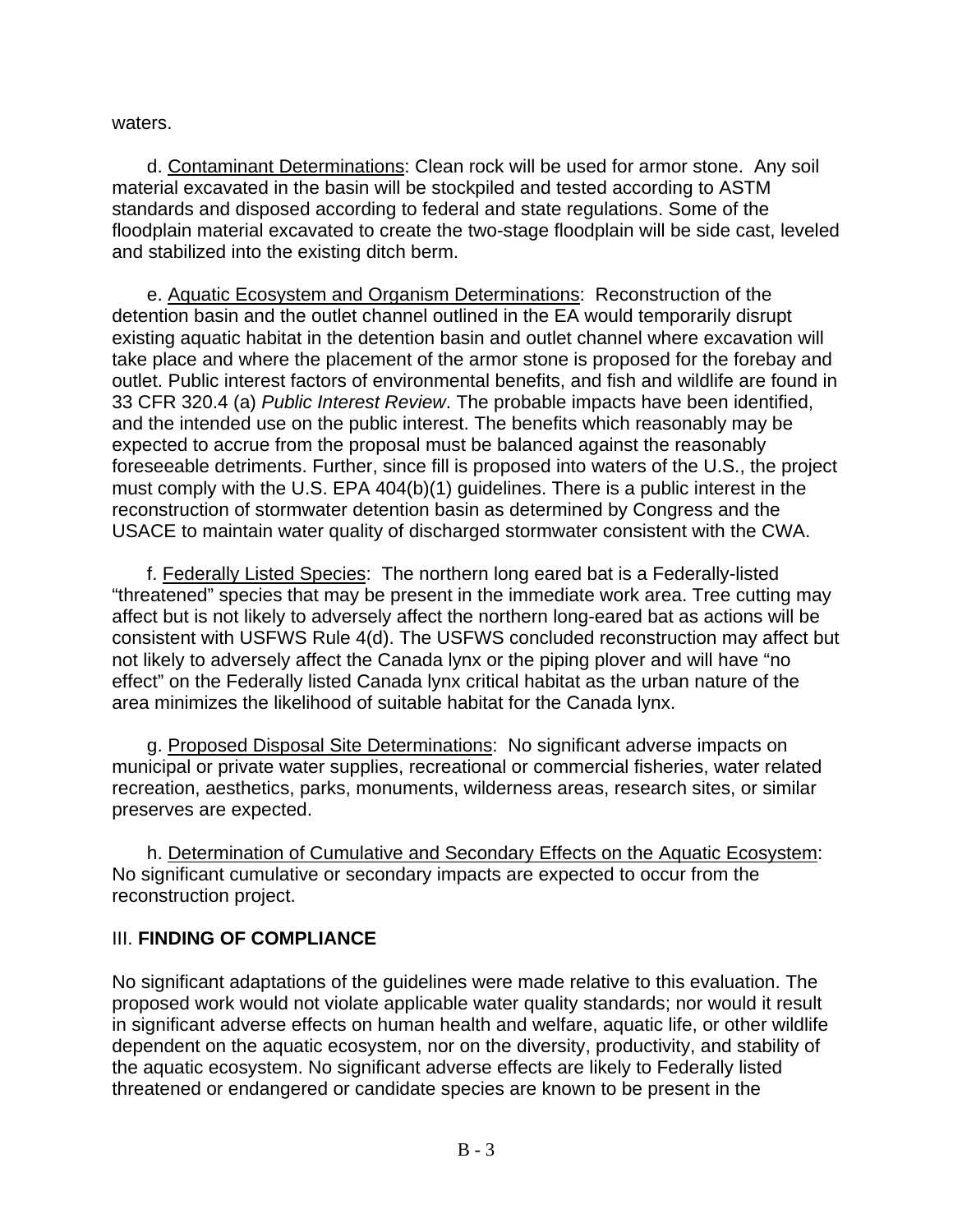waters.

d. Contaminant Determinations: Clean rock will be used for armor stone. Any soil material excavated in the basin will be stockpiled and tested according to ASTM standards and disposed according to federal and state regulations. Some of the floodplain material excavated to create the two-stage floodplain will be side cast, leveled and stabilized into the existing ditch berm.

e. Aquatic Ecosystem and Organism Determinations: Reconstruction of the detention basin and the outlet channel outlined in the EA would temporarily disrupt existing aquatic habitat in the detention basin and outlet channel where excavation will take place and where the placement of the armor stone is proposed for the forebay and outlet. Public interest factors of environmental benefits, and fish and wildlife are found in 33 CFR 320.4 (a) *Public Interest Review*. The probable impacts have been identified, and the intended use on the public interest. The benefits which reasonably may be expected to accrue from the proposal must be balanced against the reasonably foreseeable detriments. Further, since fill is proposed into waters of the U.S., the project must comply with the U.S. EPA 404(b)(1) guidelines. There is a public interest in the reconstruction of stormwater detention basin as determined by Congress and the USACE to maintain water quality of discharged stormwater consistent with the CWA.

f. Federally Listed Species: The northern long eared bat is a Federally-listed "threatened" species that may be present in the immediate work area. Tree cutting may affect but is not likely to adversely affect the northern long-eared bat as actions will be consistent with USFWS Rule 4(d). The USFWS concluded reconstruction may affect but not likely to adversely affect the Canada lynx or the piping plover and will have "no effect" on the Federally listed Canada lynx critical habitat as the urban nature of the area minimizes the likelihood of suitable habitat for the Canada lynx.

g. Proposed Disposal Site Determinations: No significant adverse impacts on municipal or private water supplies, recreational or commercial fisheries, water related recreation, aesthetics, parks, monuments, wilderness areas, research sites, or similar preserves are expected.

h. Determination of Cumulative and Secondary Effects on the Aquatic Ecosystem: No significant cumulative or secondary impacts are expected to occur from the reconstruction project.

## III. **FINDING OF COMPLIANCE**

No significant adaptations of the guidelines were made relative to this evaluation. The proposed work would not violate applicable water quality standards; nor would it result in significant adverse effects on human health and welfare, aquatic life, or other wildlife dependent on the aquatic ecosystem, nor on the diversity, productivity, and stability of the aquatic ecosystem. No significant adverse effects are likely to Federally listed threatened or endangered or candidate species are known to be present in the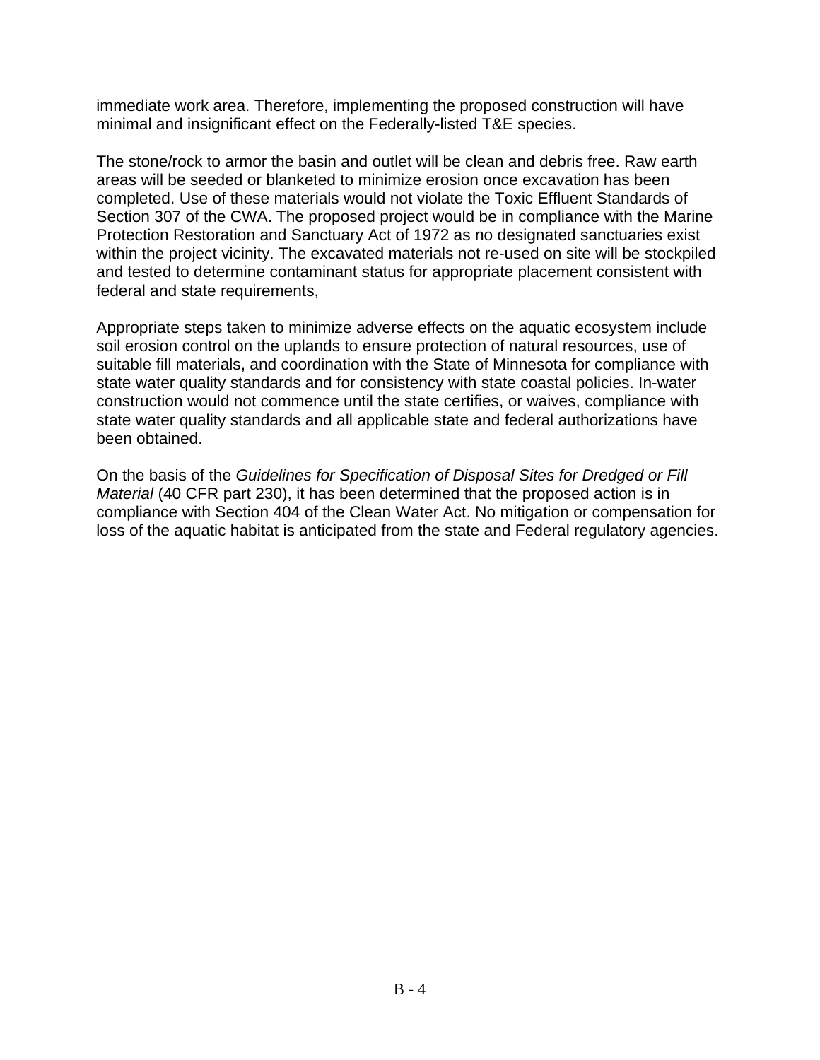immediate work area. Therefore, implementing the proposed construction will have minimal and insignificant effect on the Federally-listed T&E species.

The stone/rock to armor the basin and outlet will be clean and debris free. Raw earth areas will be seeded or blanketed to minimize erosion once excavation has been completed. Use of these materials would not violate the Toxic Effluent Standards of Section 307 of the CWA. The proposed project would be in compliance with the Marine Protection Restoration and Sanctuary Act of 1972 as no designated sanctuaries exist within the project vicinity. The excavated materials not re-used on site will be stockpiled and tested to determine contaminant status for appropriate placement consistent with federal and state requirements,

Appropriate steps taken to minimize adverse effects on the aquatic ecosystem include soil erosion control on the uplands to ensure protection of natural resources, use of suitable fill materials, and coordination with the State of Minnesota for compliance with state water quality standards and for consistency with state coastal policies. In-water construction would not commence until the state certifies, or waives, compliance with state water quality standards and all applicable state and federal authorizations have been obtained.

On the basis of the *Guidelines for Specification of Disposal Sites for Dredged or Fill Material* (40 CFR part 230), it has been determined that the proposed action is in compliance with Section 404 of the Clean Water Act. No mitigation or compensation for loss of the aquatic habitat is anticipated from the state and Federal regulatory agencies.